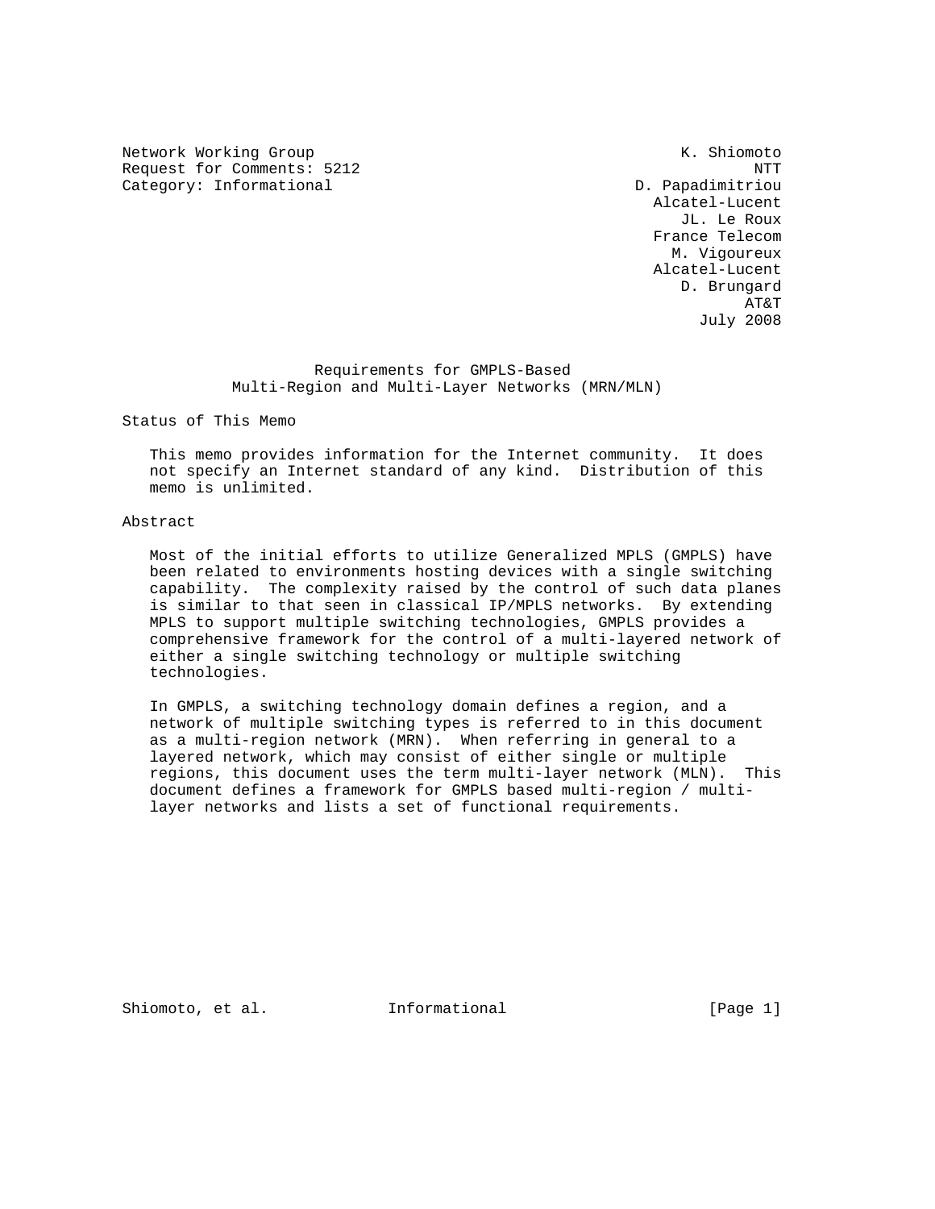Network Working Group K. Shiomoto
Request for Comments: 5212 NTT
Category: Informational D. Papadimitriou
Alcatel-Lucent
JL. Le Roux
France Telecom
M. Vigoureux
Alcatel-Lucent
D. Brungard
AT&T
July 2008

# Requirements for GMPLS-Based Multi-Region and Multi-Layer Networks (MRN/MLN)

## Status of This Memo

This memo provides information for the Internet community. It does not specify an Internet standard of any kind. Distribution of this memo is unlimited.

## Abstract

Most of the initial efforts to utilize Generalized MPLS (GMPLS) have been related to environments hosting devices with a single switching capability. The complexity raised by the control of such data planes is similar to that seen in classical IP/MPLS networks. By extending MPLS to support multiple switching technologies, GMPLS provides a comprehensive framework for the control of a multi-layered network of either a single switching technology or multiple switching technologies.

In GMPLS, a switching technology domain defines a region, and a network of multiple switching types is referred to in this document as a multi-region network (MRN). When referring in general to a layered network, which may consist of either single or multiple regions, this document uses the term multi-layer network (MLN). This document defines a framework for GMPLS based multi-region / multi-layer networks and lists a set of functional requirements.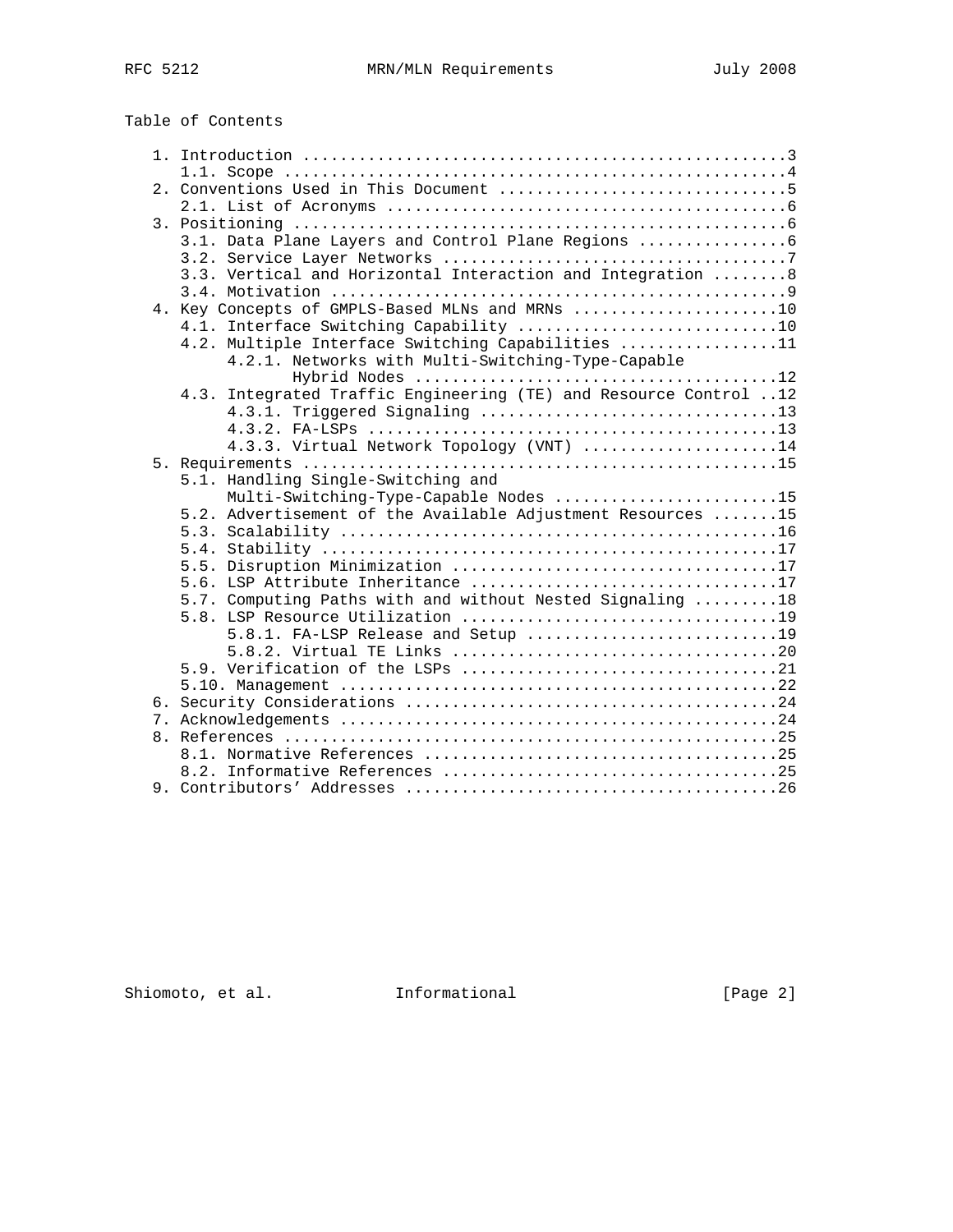Table of Contents

```
   1. Introduction ....................................................3
      1.1. Scope ......................................................4
   2. Conventions Used in This Document ...............................5
      2.1. List of Acronyms ...........................................6
   3. Positioning .....................................................6
      3.1. Data Plane Layers and Control Plane Regions ................6
      3.2. Service Layer Networks .....................................7
      3.3. Vertical and Horizontal Interaction and Integration ........8
      3.4. Motivation .................................................9
   4. Key Concepts of GMPLS-Based MLNs and MRNs ......................10
      4.1. Interface Switching Capability ............................10
      4.2. Multiple Interface Switching Capabilities .................11
           4.2.1. Networks with Multi-Switching-Type-Capable
                  Hybrid Nodes .......................................12
      4.3. Integrated Traffic Engineering (TE) and Resource Control ..12
           4.3.1. Triggered Signaling ................................13
           4.3.2. FA-LSPs ............................................13
           4.3.3. Virtual Network Topology (VNT) .....................14
   5. Requirements ...................................................15
      5.1. Handling Single-Switching and
           Multi-Switching-Type-Capable Nodes ........................15
      5.2. Advertisement of the Available Adjustment Resources .......15
      5.3. Scalability ...............................................16
      5.4. Stability .................................................17
      5.5. Disruption Minimization ...................................17
      5.6. LSP Attribute Inheritance .................................17
      5.7. Computing Paths with and without Nested Signaling .........18
      5.8. LSP Resource Utilization ..................................19
           5.8.1. FA-LSP Release and Setup ...........................19
           5.8.2. Virtual TE Links ...................................20
      5.9. Verification of the LSPs ..................................21
      5.10. Management ...............................................22
   6. Security Considerations ........................................24
   7. Acknowledgements ...............................................24
   8. References .....................................................25
      8.1. Normative References ......................................25
      8.2. Informative References ....................................25
   9. Contributors' Addresses ........................................26
```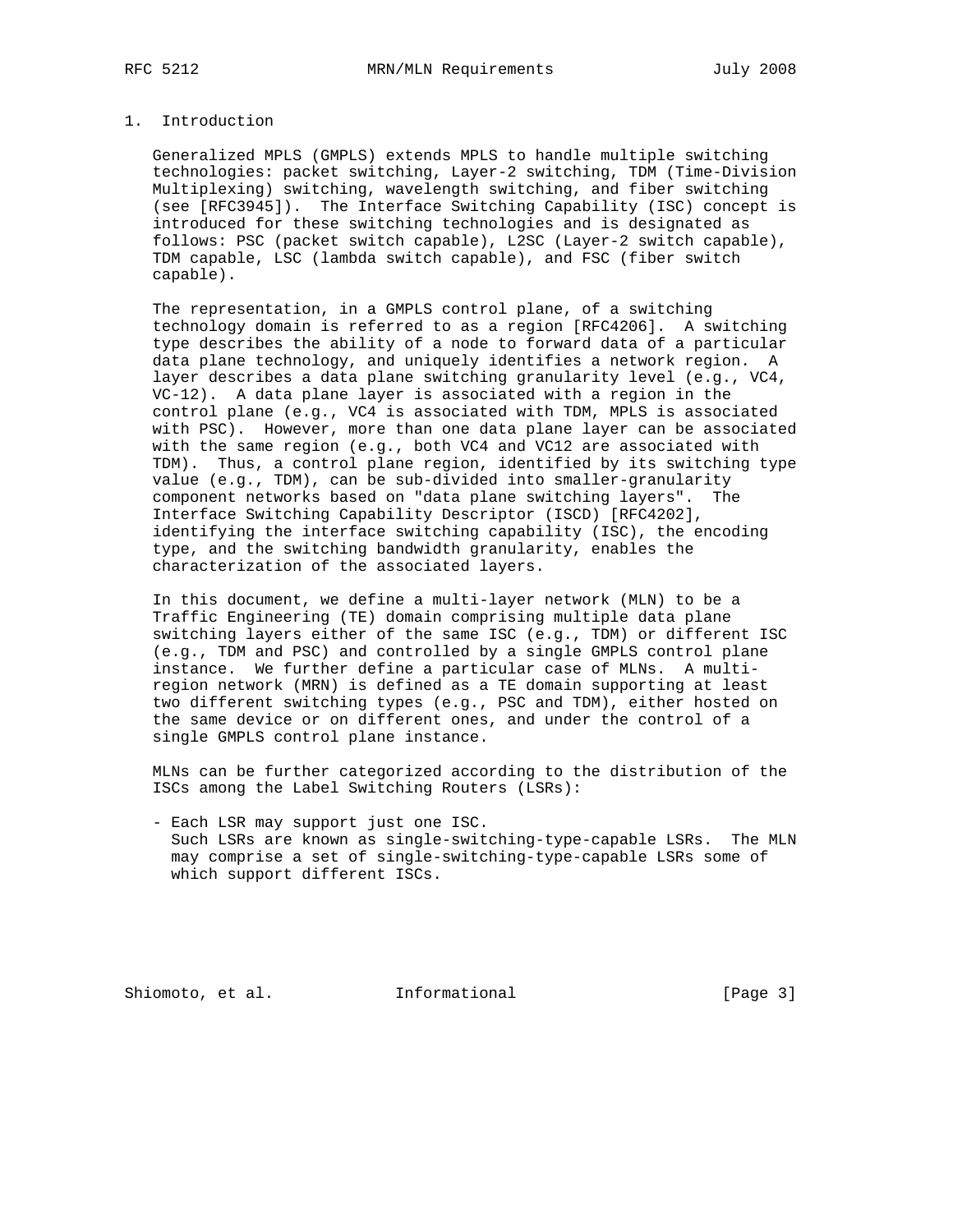# 1. Introduction

Generalized MPLS (GMPLS) extends MPLS to handle multiple switching technologies: packet switching, Layer-2 switching, TDM (Time-Division Multiplexing) switching, wavelength switching, and fiber switching (see [RFC3945]). The Interface Switching Capability (ISC) concept is introduced for these switching technologies and is designated as follows: PSC (packet switch capable), L2SC (Layer-2 switch capable), TDM capable, LSC (lambda switch capable), and FSC (fiber switch capable).

The representation, in a GMPLS control plane, of a switching technology domain is referred to as a region [RFC4206]. A switching type describes the ability of a node to forward data of a particular data plane technology, and uniquely identifies a network region. A layer describes a data plane switching granularity level (e.g., VC4, VC-12). A data plane layer is associated with a region in the control plane (e.g., VC4 is associated with TDM, MPLS is associated with PSC). However, more than one data plane layer can be associated with the same region (e.g., both VC4 and VC12 are associated with TDM). Thus, a control plane region, identified by its switching type value (e.g., TDM), can be sub-divided into smaller-granularity component networks based on "data plane switching layers". The Interface Switching Capability Descriptor (ISCD) [RFC4202], identifying the interface switching capability (ISC), the encoding type, and the switching bandwidth granularity, enables the characterization of the associated layers.

In this document, we define a multi-layer network (MLN) to be a Traffic Engineering (TE) domain comprising multiple data plane switching layers either of the same ISC (e.g., TDM) or different ISC (e.g., TDM and PSC) and controlled by a single GMPLS control plane instance. We further define a particular case of MLNs. A multi-region network (MRN) is defined as a TE domain supporting at least two different switching types (e.g., PSC and TDM), either hosted on the same device or on different ones, and under the control of a single GMPLS control plane instance.

MLNs can be further categorized according to the distribution of the ISCs among the Label Switching Routers (LSRs):

- Each LSR may support just one ISC.
  Such LSRs are known as single-switching-type-capable LSRs. The MLN may comprise a set of single-switching-type-capable LSRs some of which support different ISCs.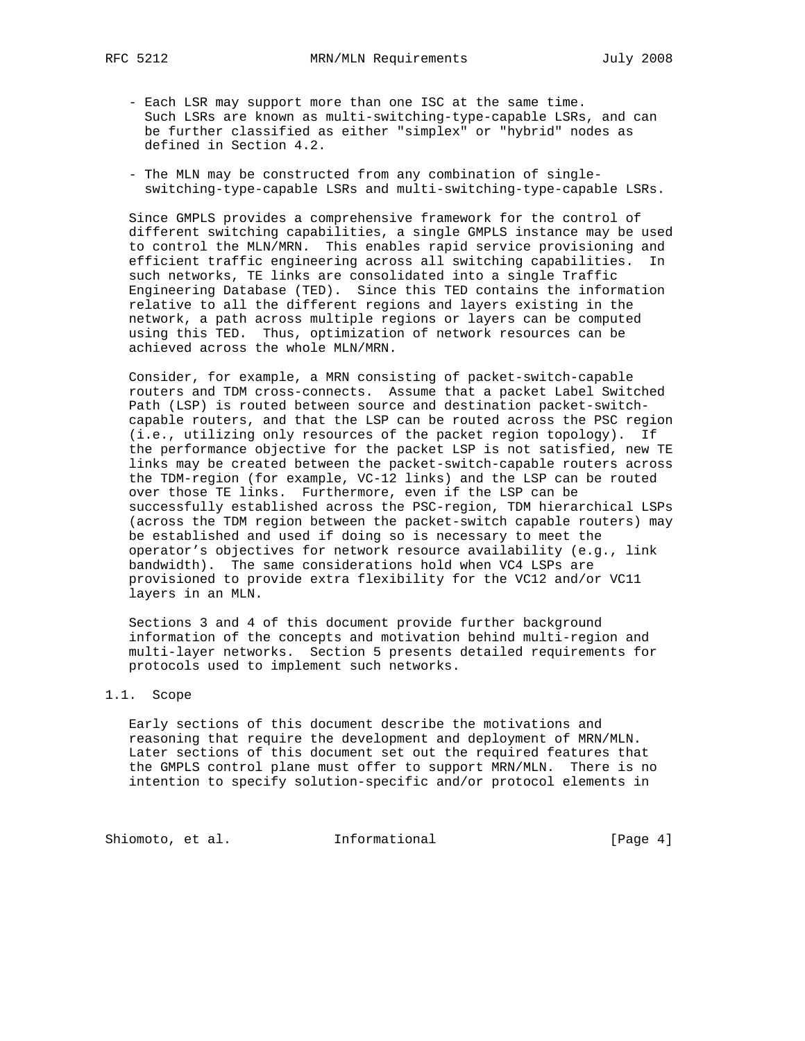- Each LSR may support more than one ISC at the same time. Such LSRs are known as multi-switching-type-capable LSRs, and can be further classified as either "simplex" or "hybrid" nodes as defined in Section 4.2.

- The MLN may be constructed from any combination of single-switching-type-capable LSRs and multi-switching-type-capable LSRs.

Since GMPLS provides a comprehensive framework for the control of different switching capabilities, a single GMPLS instance may be used to control the MLN/MRN. This enables rapid service provisioning and efficient traffic engineering across all switching capabilities. In such networks, TE links are consolidated into a single Traffic Engineering Database (TED). Since this TED contains the information relative to all the different regions and layers existing in the network, a path across multiple regions or layers can be computed using this TED. Thus, optimization of network resources can be achieved across the whole MLN/MRN.

Consider, for example, a MRN consisting of packet-switch-capable routers and TDM cross-connects. Assume that a packet Label Switched Path (LSP) is routed between source and destination packet-switch-capable routers, and that the LSP can be routed across the PSC region (i.e., utilizing only resources of the packet region topology). If the performance objective for the packet LSP is not satisfied, new TE links may be created between the packet-switch-capable routers across the TDM-region (for example, VC-12 links) and the LSP can be routed over those TE links. Furthermore, even if the LSP can be successfully established across the PSC-region, TDM hierarchical LSPs (across the TDM region between the packet-switch capable routers) may be established and used if doing so is necessary to meet the operator's objectives for network resource availability (e.g., link bandwidth). The same considerations hold when VC4 LSPs are provisioned to provide extra flexibility for the VC12 and/or VC11 layers in an MLN.

Sections 3 and 4 of this document provide further background information of the concepts and motivation behind multi-region and multi-layer networks. Section 5 presents detailed requirements for protocols used to implement such networks.

## 1.1. Scope

Early sections of this document describe the motivations and reasoning that require the development and deployment of MRN/MLN. Later sections of this document set out the required features that the GMPLS control plane must offer to support MRN/MLN. There is no intention to specify solution-specific and/or protocol elements in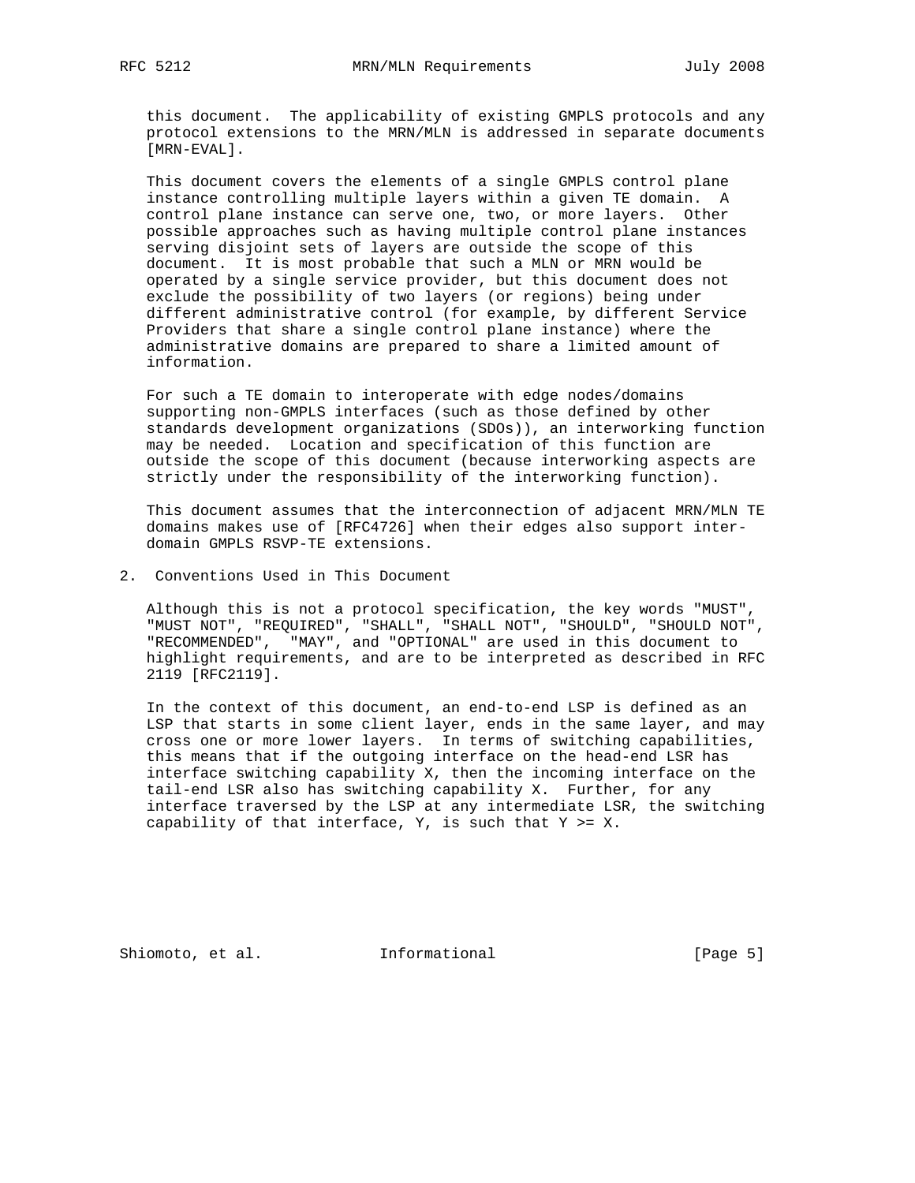this document. The applicability of existing GMPLS protocols and any protocol extensions to the MRN/MLN is addressed in separate documents [MRN-EVAL].

This document covers the elements of a single GMPLS control plane instance controlling multiple layers within a given TE domain. A control plane instance can serve one, two, or more layers. Other possible approaches such as having multiple control plane instances serving disjoint sets of layers are outside the scope of this document. It is most probable that such a MLN or MRN would be operated by a single service provider, but this document does not exclude the possibility of two layers (or regions) being under different administrative control (for example, by different Service Providers that share a single control plane instance) where the administrative domains are prepared to share a limited amount of information.

For such a TE domain to interoperate with edge nodes/domains supporting non-GMPLS interfaces (such as those defined by other standards development organizations (SDOs)), an interworking function may be needed. Location and specification of this function are outside the scope of this document (because interworking aspects are strictly under the responsibility of the interworking function).

This document assumes that the interconnection of adjacent MRN/MLN TE domains makes use of [RFC4726] when their edges also support inter-domain GMPLS RSVP-TE extensions.

## 2. Conventions Used in This Document

Although this is not a protocol specification, the key words "MUST", "MUST NOT", "REQUIRED", "SHALL", "SHALL NOT", "SHOULD", "SHOULD NOT", "RECOMMENDED", "MAY", and "OPTIONAL" are used in this document to highlight requirements, and are to be interpreted as described in RFC 2119 [RFC2119].

In the context of this document, an end-to-end LSP is defined as an LSP that starts in some client layer, ends in the same layer, and may cross one or more lower layers. In terms of switching capabilities, this means that if the outgoing interface on the head-end LSR has interface switching capability X, then the incoming interface on the tail-end LSR also has switching capability X. Further, for any interface traversed by the LSP at any intermediate LSR, the switching capability of that interface, Y, is such that Y >= X.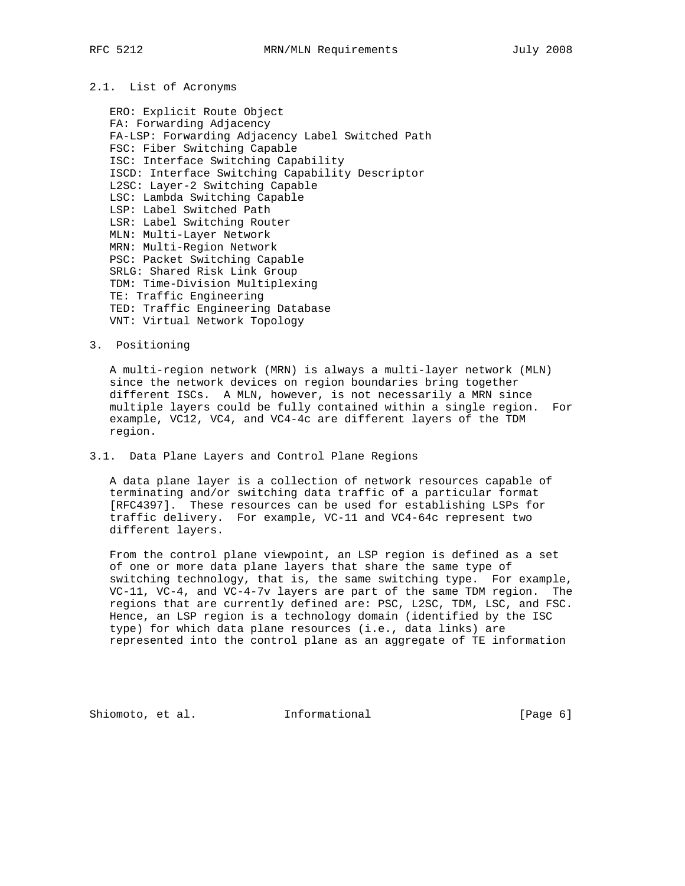### 2.1. List of Acronyms

ERO: Explicit Route Object
FA: Forwarding Adjacency
FA-LSP: Forwarding Adjacency Label Switched Path
FSC: Fiber Switching Capable
ISC: Interface Switching Capability
ISCD: Interface Switching Capability Descriptor
L2SC: Layer-2 Switching Capable
LSC: Lambda Switching Capable
LSP: Label Switched Path
LSR: Label Switching Router
MLN: Multi-Layer Network
MRN: Multi-Region Network
PSC: Packet Switching Capable
SRLG: Shared Risk Link Group
TDM: Time-Division Multiplexing
TE: Traffic Engineering
TED: Traffic Engineering Database
VNT: Virtual Network Topology

## 3. Positioning

A multi-region network (MRN) is always a multi-layer network (MLN) since the network devices on region boundaries bring together different ISCs. A MLN, however, is not necessarily a MRN since multiple layers could be fully contained within a single region. For example, VC12, VC4, and VC4-4c are different layers of the TDM region.

### 3.1. Data Plane Layers and Control Plane Regions

A data plane layer is a collection of network resources capable of terminating and/or switching data traffic of a particular format [RFC4397]. These resources can be used for establishing LSPs for traffic delivery. For example, VC-11 and VC4-64c represent two different layers.

From the control plane viewpoint, an LSP region is defined as a set of one or more data plane layers that share the same type of switching technology, that is, the same switching type. For example, VC-11, VC-4, and VC-4-7v layers are part of the same TDM region. The regions that are currently defined are: PSC, L2SC, TDM, LSC, and FSC. Hence, an LSP region is a technology domain (identified by the ISC type) for which data plane resources (i.e., data links) are represented into the control plane as an aggregate of TE information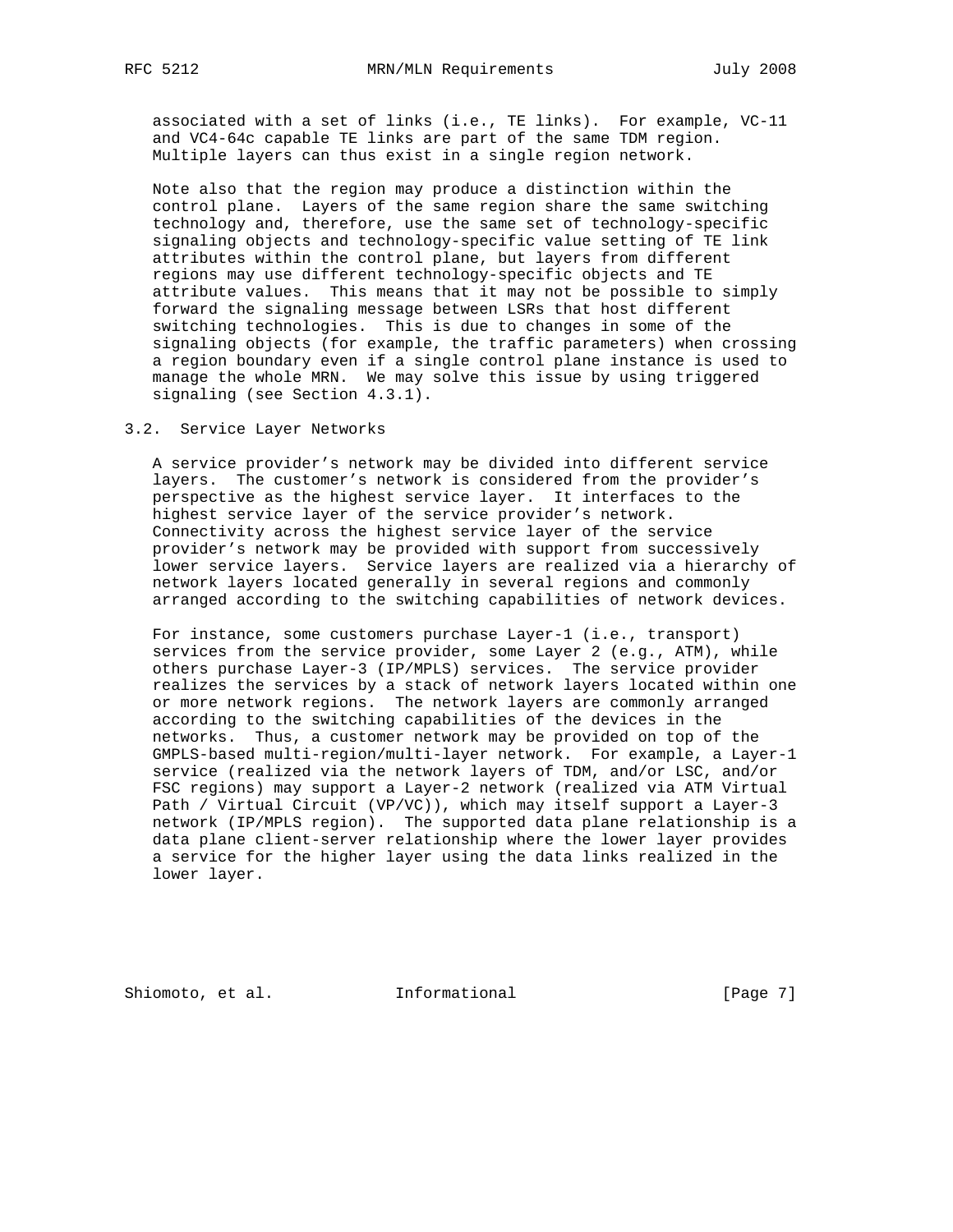associated with a set of links (i.e., TE links). For example, VC-11 and VC4-64c capable TE links are part of the same TDM region. Multiple layers can thus exist in a single region network.

Note also that the region may produce a distinction within the control plane. Layers of the same region share the same switching technology and, therefore, use the same set of technology-specific signaling objects and technology-specific value setting of TE link attributes within the control plane, but layers from different regions may use different technology-specific objects and TE attribute values. This means that it may not be possible to simply forward the signaling message between LSRs that host different switching technologies. This is due to changes in some of the signaling objects (for example, the traffic parameters) when crossing a region boundary even if a single control plane instance is used to manage the whole MRN. We may solve this issue by using triggered signaling (see Section 4.3.1).

## 3.2. Service Layer Networks

A service provider's network may be divided into different service layers. The customer's network is considered from the provider's perspective as the highest service layer. It interfaces to the highest service layer of the service provider's network. Connectivity across the highest service layer of the service provider's network may be provided with support from successively lower service layers. Service layers are realized via a hierarchy of network layers located generally in several regions and commonly arranged according to the switching capabilities of network devices.

For instance, some customers purchase Layer-1 (i.e., transport) services from the service provider, some Layer 2 (e.g., ATM), while others purchase Layer-3 (IP/MPLS) services. The service provider realizes the services by a stack of network layers located within one or more network regions. The network layers are commonly arranged according to the switching capabilities of the devices in the networks. Thus, a customer network may be provided on top of the GMPLS-based multi-region/multi-layer network. For example, a Layer-1 service (realized via the network layers of TDM, and/or LSC, and/or FSC regions) may support a Layer-2 network (realized via ATM Virtual Path / Virtual Circuit (VP/VC)), which may itself support a Layer-3 network (IP/MPLS region). The supported data plane relationship is a data plane client-server relationship where the lower layer provides a service for the higher layer using the data links realized in the lower layer.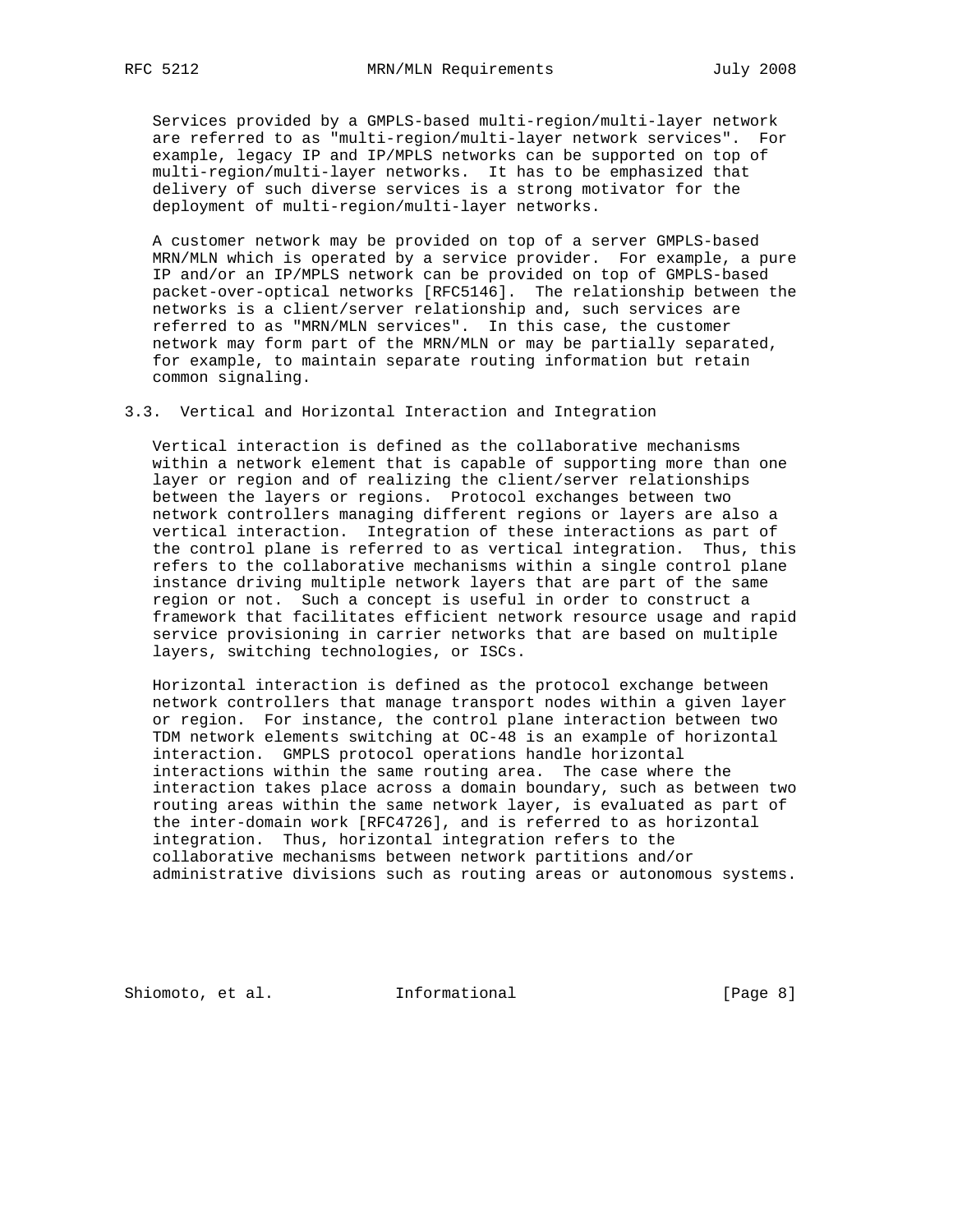Services provided by a GMPLS-based multi-region/multi-layer network are referred to as "multi-region/multi-layer network services". For example, legacy IP and IP/MPLS networks can be supported on top of multi-region/multi-layer networks. It has to be emphasized that delivery of such diverse services is a strong motivator for the deployment of multi-region/multi-layer networks.

A customer network may be provided on top of a server GMPLS-based MRN/MLN which is operated by a service provider. For example, a pure IP and/or an IP/MPLS network can be provided on top of GMPLS-based packet-over-optical networks [RFC5146]. The relationship between the networks is a client/server relationship and, such services are referred to as "MRN/MLN services". In this case, the customer network may form part of the MRN/MLN or may be partially separated, for example, to maintain separate routing information but retain common signaling.

### 3.3. Vertical and Horizontal Interaction and Integration

Vertical interaction is defined as the collaborative mechanisms within a network element that is capable of supporting more than one layer or region and of realizing the client/server relationships between the layers or regions. Protocol exchanges between two network controllers managing different regions or layers are also a vertical interaction. Integration of these interactions as part of the control plane is referred to as vertical integration. Thus, this refers to the collaborative mechanisms within a single control plane instance driving multiple network layers that are part of the same region or not. Such a concept is useful in order to construct a framework that facilitates efficient network resource usage and rapid service provisioning in carrier networks that are based on multiple layers, switching technologies, or ISCs.

Horizontal interaction is defined as the protocol exchange between network controllers that manage transport nodes within a given layer or region. For instance, the control plane interaction between two TDM network elements switching at OC-48 is an example of horizontal interaction. GMPLS protocol operations handle horizontal interactions within the same routing area. The case where the interaction takes place across a domain boundary, such as between two routing areas within the same network layer, is evaluated as part of the inter-domain work [RFC4726], and is referred to as horizontal integration. Thus, horizontal integration refers to the collaborative mechanisms between network partitions and/or administrative divisions such as routing areas or autonomous systems.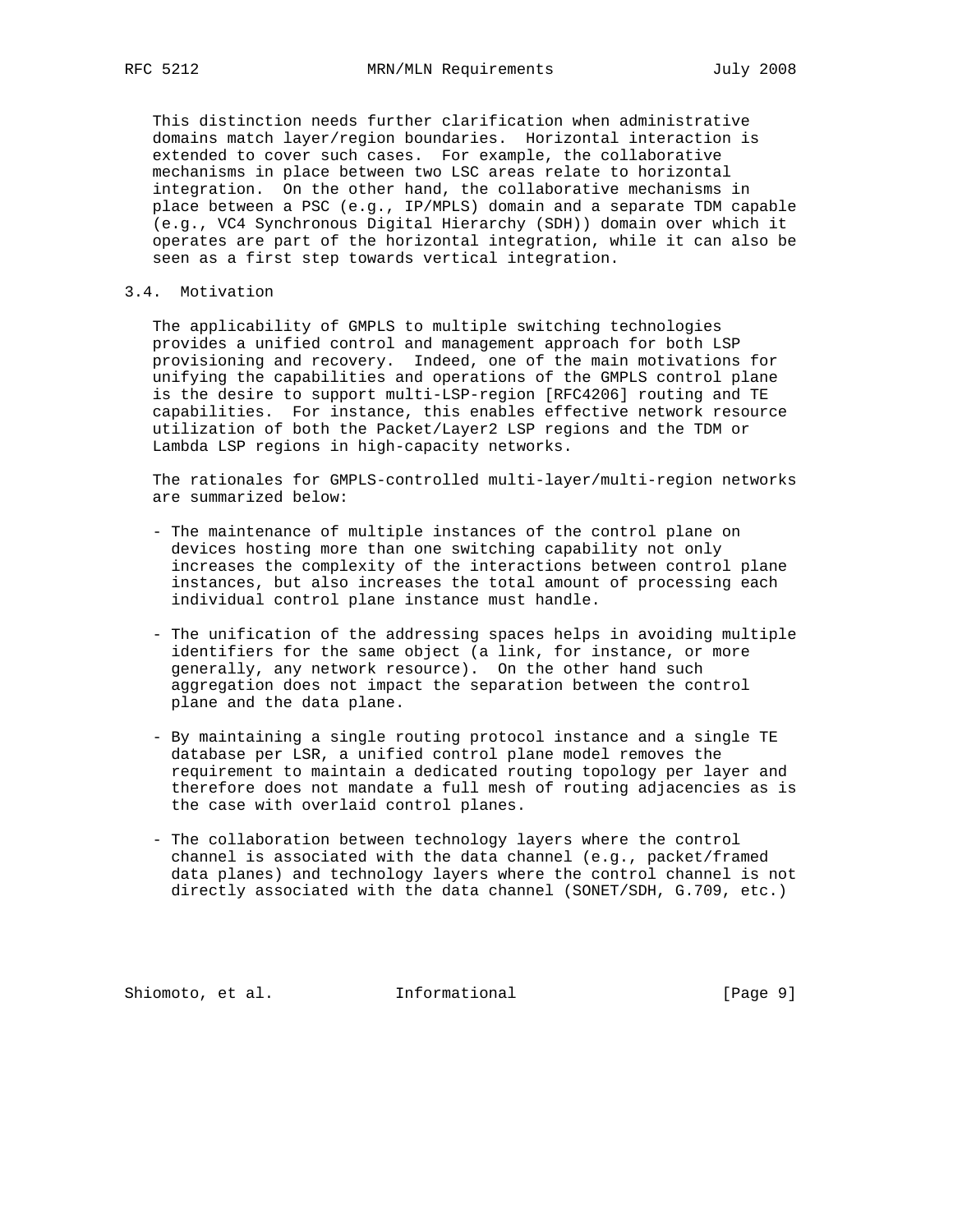This distinction needs further clarification when administrative domains match layer/region boundaries. Horizontal interaction is extended to cover such cases. For example, the collaborative mechanisms in place between two LSC areas relate to horizontal integration. On the other hand, the collaborative mechanisms in place between a PSC (e.g., IP/MPLS) domain and a separate TDM capable (e.g., VC4 Synchronous Digital Hierarchy (SDH)) domain over which it operates are part of the horizontal integration, while it can also be seen as a first step towards vertical integration.

### 3.4. Motivation

The applicability of GMPLS to multiple switching technologies provides a unified control and management approach for both LSP provisioning and recovery. Indeed, one of the main motivations for unifying the capabilities and operations of the GMPLS control plane is the desire to support multi-LSP-region [RFC4206] routing and TE capabilities. For instance, this enables effective network resource utilization of both the Packet/Layer2 LSP regions and the TDM or Lambda LSP regions in high-capacity networks.

The rationales for GMPLS-controlled multi-layer/multi-region networks are summarized below:

- The maintenance of multiple instances of the control plane on devices hosting more than one switching capability not only increases the complexity of the interactions between control plane instances, but also increases the total amount of processing each individual control plane instance must handle.

- The unification of the addressing spaces helps in avoiding multiple identifiers for the same object (a link, for instance, or more generally, any network resource). On the other hand such aggregation does not impact the separation between the control plane and the data plane.

- By maintaining a single routing protocol instance and a single TE database per LSR, a unified control plane model removes the requirement to maintain a dedicated routing topology per layer and therefore does not mandate a full mesh of routing adjacencies as is the case with overlaid control planes.

- The collaboration between technology layers where the control channel is associated with the data channel (e.g., packet/framed data planes) and technology layers where the control channel is not directly associated with the data channel (SONET/SDH, G.709, etc.)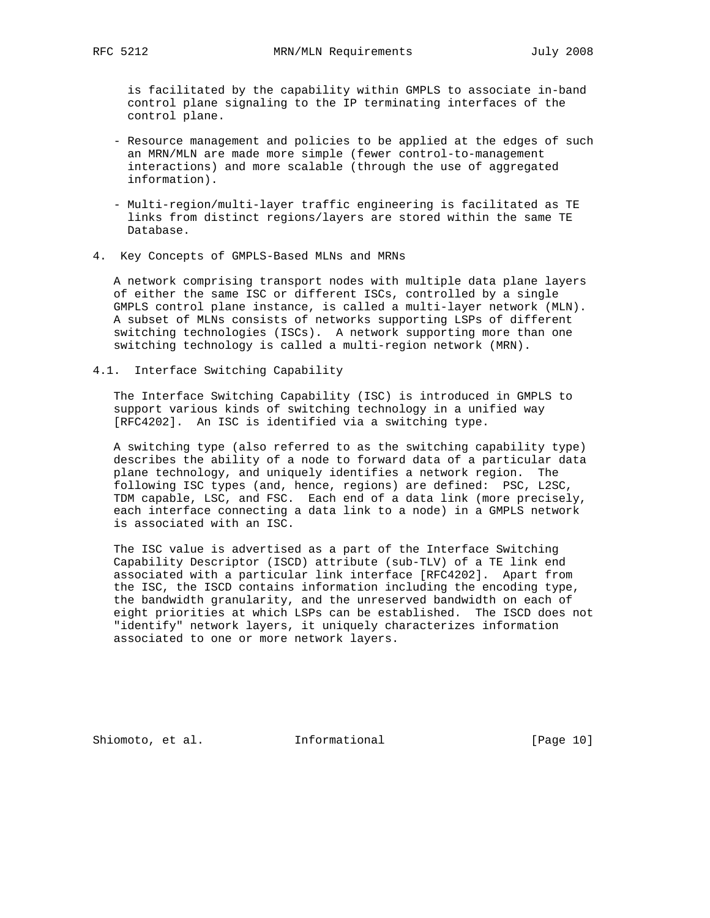is facilitated by the capability within GMPLS to associate in-band control plane signaling to the IP terminating interfaces of the control plane.

- Resource management and policies to be applied at the edges of such an MRN/MLN are made more simple (fewer control-to-management interactions) and more scalable (through the use of aggregated information).

- Multi-region/multi-layer traffic engineering is facilitated as TE links from distinct regions/layers are stored within the same TE Database.

## 4. Key Concepts of GMPLS-Based MLNs and MRNs

A network comprising transport nodes with multiple data plane layers of either the same ISC or different ISCs, controlled by a single GMPLS control plane instance, is called a multi-layer network (MLN). A subset of MLNs consists of networks supporting LSPs of different switching technologies (ISCs). A network supporting more than one switching technology is called a multi-region network (MRN).

### 4.1. Interface Switching Capability

The Interface Switching Capability (ISC) is introduced in GMPLS to support various kinds of switching technology in a unified way [RFC4202]. An ISC is identified via a switching type.

A switching type (also referred to as the switching capability type) describes the ability of a node to forward data of a particular data plane technology, and uniquely identifies a network region. The following ISC types (and, hence, regions) are defined: PSC, L2SC, TDM capable, LSC, and FSC. Each end of a data link (more precisely, each interface connecting a data link to a node) in a GMPLS network is associated with an ISC.

The ISC value is advertised as a part of the Interface Switching Capability Descriptor (ISCD) attribute (sub-TLV) of a TE link end associated with a particular link interface [RFC4202]. Apart from the ISC, the ISCD contains information including the encoding type, the bandwidth granularity, and the unreserved bandwidth on each of eight priorities at which LSPs can be established. The ISCD does not "identify" network layers, it uniquely characterizes information associated to one or more network layers.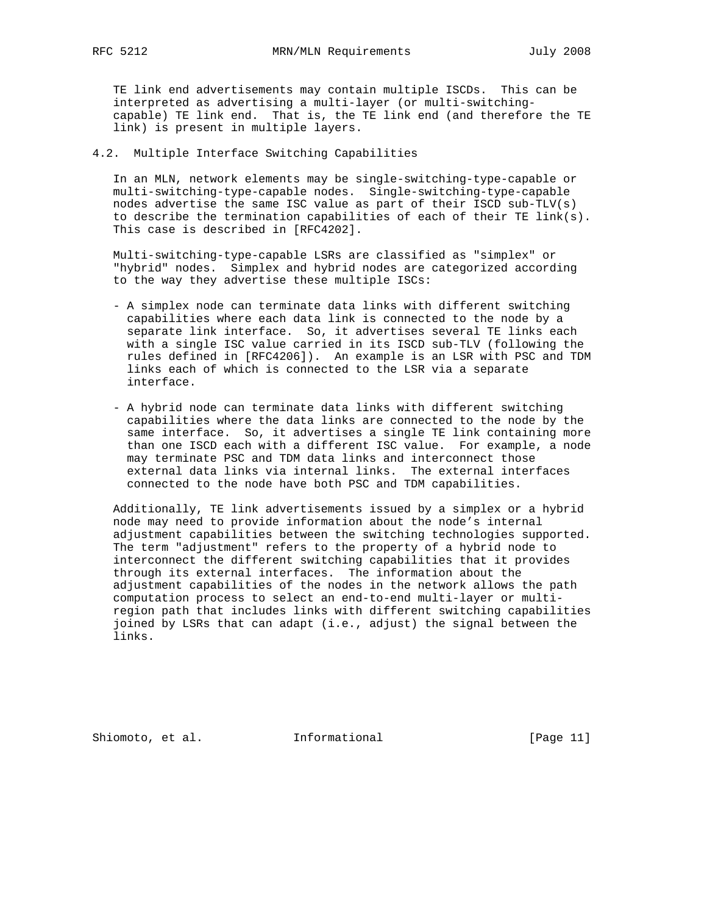TE link end advertisements may contain multiple ISCDs. This can be interpreted as advertising a multi-layer (or multi-switching-capable) TE link end. That is, the TE link end (and therefore the TE link) is present in multiple layers.

## 4.2. Multiple Interface Switching Capabilities

In an MLN, network elements may be single-switching-type-capable or multi-switching-type-capable nodes. Single-switching-type-capable nodes advertise the same ISC value as part of their ISCD sub-TLV(s) to describe the termination capabilities of each of their TE link(s). This case is described in [RFC4202].

Multi-switching-type-capable LSRs are classified as "simplex" or "hybrid" nodes. Simplex and hybrid nodes are categorized according to the way they advertise these multiple ISCs:

- A simplex node can terminate data links with different switching capabilities where each data link is connected to the node by a separate link interface. So, it advertises several TE links each with a single ISC value carried in its ISCD sub-TLV (following the rules defined in [RFC4206]). An example is an LSR with PSC and TDM links each of which is connected to the LSR via a separate interface.

- A hybrid node can terminate data links with different switching capabilities where the data links are connected to the node by the same interface. So, it advertises a single TE link containing more than one ISCD each with a different ISC value. For example, a node may terminate PSC and TDM data links and interconnect those external data links via internal links. The external interfaces connected to the node have both PSC and TDM capabilities.

Additionally, TE link advertisements issued by a simplex or a hybrid node may need to provide information about the node's internal adjustment capabilities between the switching technologies supported. The term "adjustment" refers to the property of a hybrid node to interconnect the different switching capabilities that it provides through its external interfaces. The information about the adjustment capabilities of the nodes in the network allows the path computation process to select an end-to-end multi-layer or multi-region path that includes links with different switching capabilities joined by LSRs that can adapt (i.e., adjust) the signal between the links.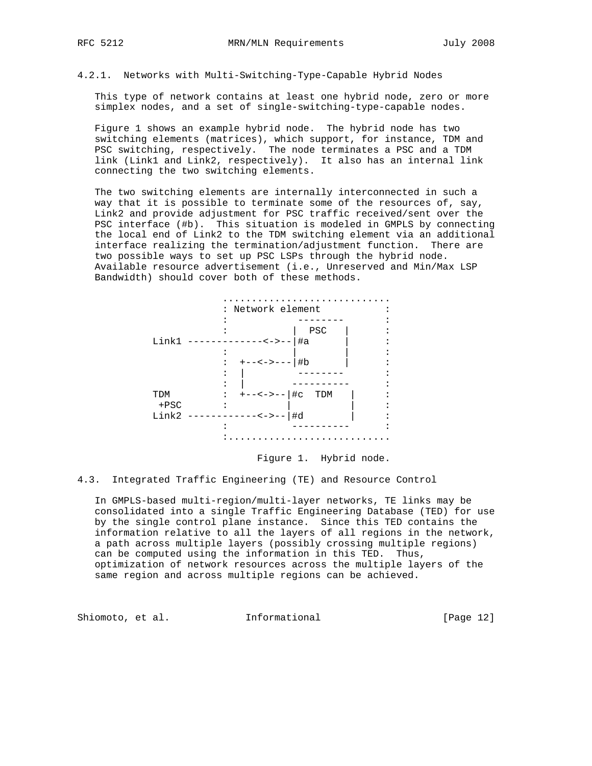#### 4.2.1. Networks with Multi-Switching-Type-Capable Hybrid Nodes

This type of network contains at least one hybrid node, zero or more simplex nodes, and a set of single-switching-type-capable nodes.

Figure 1 shows an example hybrid node. The hybrid node has two switching elements (matrices), which support, for instance, TDM and PSC switching, respectively. The node terminates a PSC and a TDM link (Link1 and Link2, respectively). It also has an internal link connecting the two switching elements.

The two switching elements are internally interconnected in such a way that it is possible to terminate some of the resources of, say, Link2 and provide adjustment for PSC traffic received/sent over the PSC interface (#b). This situation is modeled in GMPLS by connecting the local end of Link2 to the TDM switching element via an additional interface realizing the termination/adjustment function. There are two possible ways to set up PSC LSPs through the hybrid node. Available resource advertisement (i.e., Unreserved and Min/Max LSP Bandwidth) should cover both of these methods.

```
                   .............................
                   : Network element           :
                   :             --------      :
                   :            |  PSC   |     :
         Link1 -------------<->--|#a      |     :
                   :            |        |     :
                   :  +--<->---|#b      |     :
                   :  |          --------      :
                   :  |         ----------     :
         TDM       :  +--<->--|#c  TDM   |     :
          +PSC     :           |          |     :
         Link2 ------------<->--|#d        |     :
                   :           ----------      :
                   :............................
```

Figure 1. Hybrid node.

### 4.3. Integrated Traffic Engineering (TE) and Resource Control

In GMPLS-based multi-region/multi-layer networks, TE links may be consolidated into a single Traffic Engineering Database (TED) for use by the single control plane instance. Since this TED contains the information relative to all the layers of all regions in the network, a path across multiple layers (possibly crossing multiple regions) can be computed using the information in this TED. Thus, optimization of network resources across the multiple layers of the same region and across multiple regions can be achieved.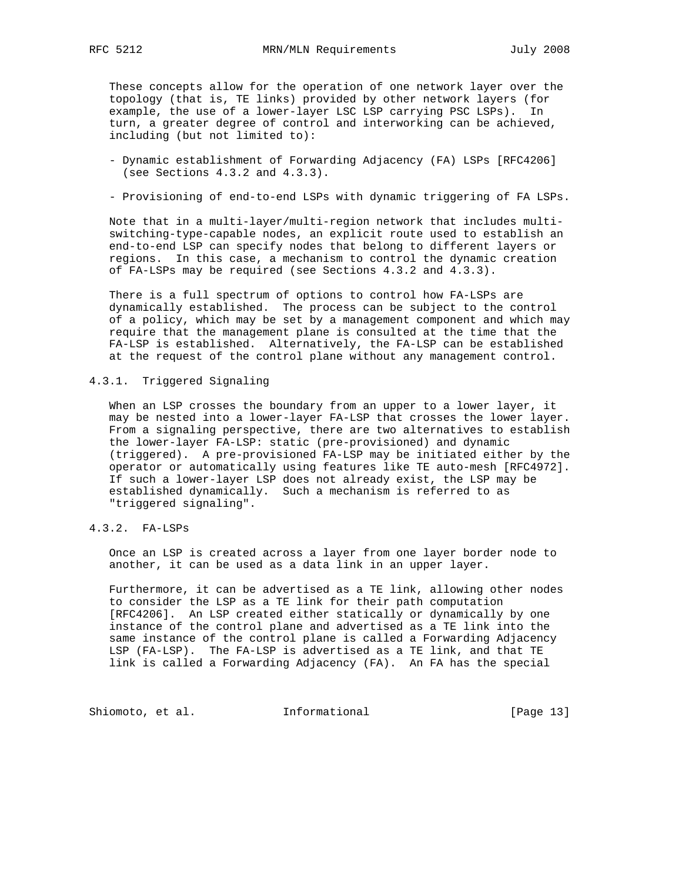These concepts allow for the operation of one network layer over the topology (that is, TE links) provided by other network layers (for example, the use of a lower-layer LSC LSP carrying PSC LSPs). In turn, a greater degree of control and interworking can be achieved, including (but not limited to):

- Dynamic establishment of Forwarding Adjacency (FA) LSPs [RFC4206] (see Sections 4.3.2 and 4.3.3).

- Provisioning of end-to-end LSPs with dynamic triggering of FA LSPs.

Note that in a multi-layer/multi-region network that includes multi-switching-type-capable nodes, an explicit route used to establish an end-to-end LSP can specify nodes that belong to different layers or regions. In this case, a mechanism to control the dynamic creation of FA-LSPs may be required (see Sections 4.3.2 and 4.3.3).

There is a full spectrum of options to control how FA-LSPs are dynamically established. The process can be subject to the control of a policy, which may be set by a management component and which may require that the management plane is consulted at the time that the FA-LSP is established. Alternatively, the FA-LSP can be established at the request of the control plane without any management control.

### 4.3.1. Triggered Signaling

When an LSP crosses the boundary from an upper to a lower layer, it may be nested into a lower-layer FA-LSP that crosses the lower layer. From a signaling perspective, there are two alternatives to establish the lower-layer FA-LSP: static (pre-provisioned) and dynamic (triggered). A pre-provisioned FA-LSP may be initiated either by the operator or automatically using features like TE auto-mesh [RFC4972]. If such a lower-layer LSP does not already exist, the LSP may be established dynamically. Such a mechanism is referred to as "triggered signaling".

### 4.3.2. FA-LSPs

Once an LSP is created across a layer from one layer border node to another, it can be used as a data link in an upper layer.

Furthermore, it can be advertised as a TE link, allowing other nodes to consider the LSP as a TE link for their path computation [RFC4206]. An LSP created either statically or dynamically by one instance of the control plane and advertised as a TE link into the same instance of the control plane is called a Forwarding Adjacency LSP (FA-LSP). The FA-LSP is advertised as a TE link, and that TE link is called a Forwarding Adjacency (FA). An FA has the special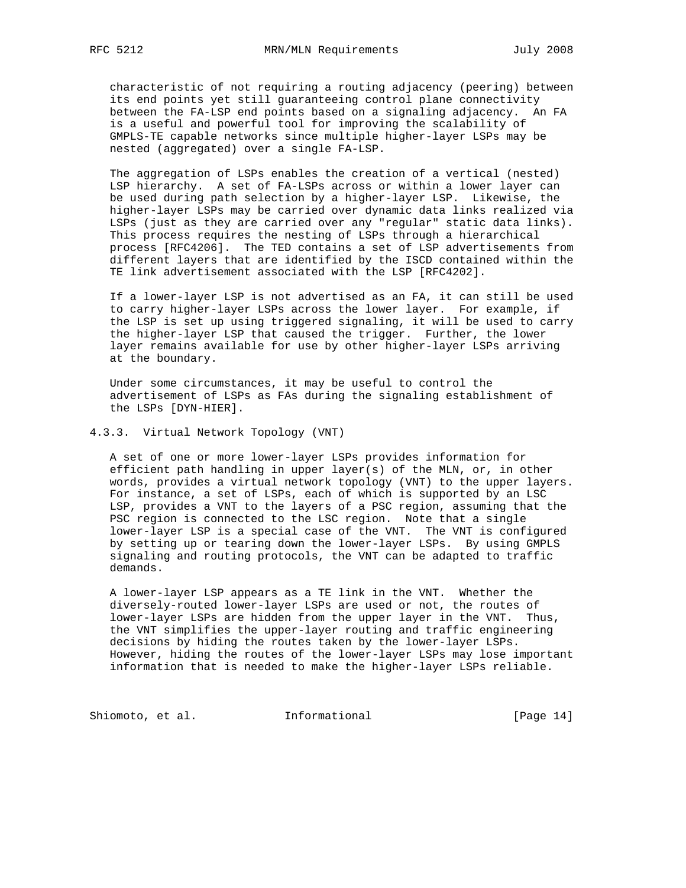characteristic of not requiring a routing adjacency (peering) between its end points yet still guaranteeing control plane connectivity between the FA-LSP end points based on a signaling adjacency. An FA is a useful and powerful tool for improving the scalability of GMPLS-TE capable networks since multiple higher-layer LSPs may be nested (aggregated) over a single FA-LSP.

The aggregation of LSPs enables the creation of a vertical (nested) LSP hierarchy. A set of FA-LSPs across or within a lower layer can be used during path selection by a higher-layer LSP. Likewise, the higher-layer LSPs may be carried over dynamic data links realized via LSPs (just as they are carried over any "regular" static data links). This process requires the nesting of LSPs through a hierarchical process [RFC4206]. The TED contains a set of LSP advertisements from different layers that are identified by the ISCD contained within the TE link advertisement associated with the LSP [RFC4202].

If a lower-layer LSP is not advertised as an FA, it can still be used to carry higher-layer LSPs across the lower layer. For example, if the LSP is set up using triggered signaling, it will be used to carry the higher-layer LSP that caused the trigger. Further, the lower layer remains available for use by other higher-layer LSPs arriving at the boundary.

Under some circumstances, it may be useful to control the advertisement of LSPs as FAs during the signaling establishment of the LSPs [DYN-HIER].

### 4.3.3. Virtual Network Topology (VNT)

A set of one or more lower-layer LSPs provides information for efficient path handling in upper layer(s) of the MLN, or, in other words, provides a virtual network topology (VNT) to the upper layers. For instance, a set of LSPs, each of which is supported by an LSC LSP, provides a VNT to the layers of a PSC region, assuming that the PSC region is connected to the LSC region. Note that a single lower-layer LSP is a special case of the VNT. The VNT is configured by setting up or tearing down the lower-layer LSPs. By using GMPLS signaling and routing protocols, the VNT can be adapted to traffic demands.

A lower-layer LSP appears as a TE link in the VNT. Whether the diversely-routed lower-layer LSPs are used or not, the routes of lower-layer LSPs are hidden from the upper layer in the VNT. Thus, the VNT simplifies the upper-layer routing and traffic engineering decisions by hiding the routes taken by the lower-layer LSPs. However, hiding the routes of the lower-layer LSPs may lose important information that is needed to make the higher-layer LSPs reliable.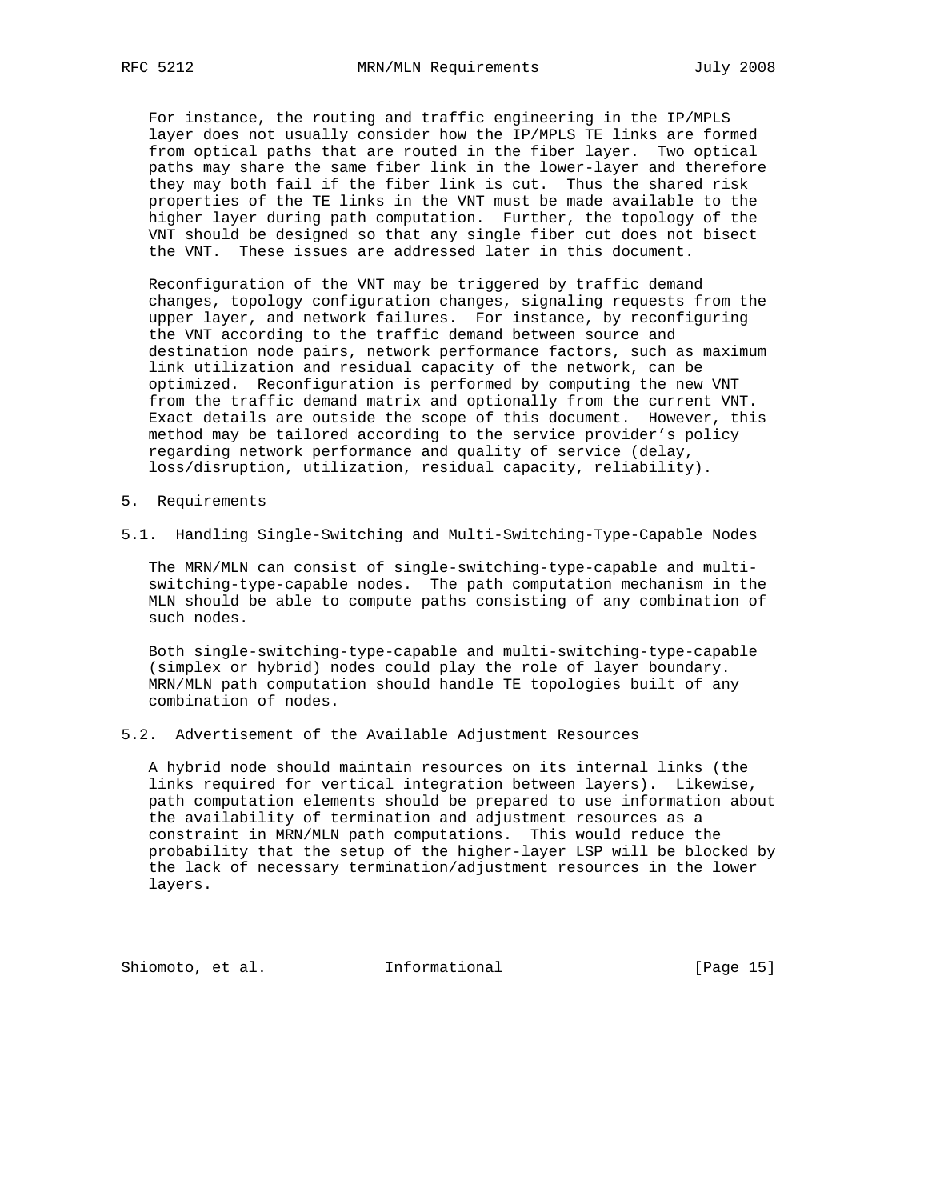For instance, the routing and traffic engineering in the IP/MPLS layer does not usually consider how the IP/MPLS TE links are formed from optical paths that are routed in the fiber layer. Two optical paths may share the same fiber link in the lower-layer and therefore they may both fail if the fiber link is cut. Thus the shared risk properties of the TE links in the VNT must be made available to the higher layer during path computation. Further, the topology of the VNT should be designed so that any single fiber cut does not bisect the VNT. These issues are addressed later in this document.

Reconfiguration of the VNT may be triggered by traffic demand changes, topology configuration changes, signaling requests from the upper layer, and network failures. For instance, by reconfiguring the VNT according to the traffic demand between source and destination node pairs, network performance factors, such as maximum link utilization and residual capacity of the network, can be optimized. Reconfiguration is performed by computing the new VNT from the traffic demand matrix and optionally from the current VNT. Exact details are outside the scope of this document. However, this method may be tailored according to the service provider's policy regarding network performance and quality of service (delay, loss/disruption, utilization, residual capacity, reliability).

# 5. Requirements

## 5.1. Handling Single-Switching and Multi-Switching-Type-Capable Nodes

The MRN/MLN can consist of single-switching-type-capable and multi-switching-type-capable nodes. The path computation mechanism in the MLN should be able to compute paths consisting of any combination of such nodes.

Both single-switching-type-capable and multi-switching-type-capable (simplex or hybrid) nodes could play the role of layer boundary. MRN/MLN path computation should handle TE topologies built of any combination of nodes.

## 5.2. Advertisement of the Available Adjustment Resources

A hybrid node should maintain resources on its internal links (the links required for vertical integration between layers). Likewise, path computation elements should be prepared to use information about the availability of termination and adjustment resources as a constraint in MRN/MLN path computations. This would reduce the probability that the setup of the higher-layer LSP will be blocked by the lack of necessary termination/adjustment resources in the lower layers.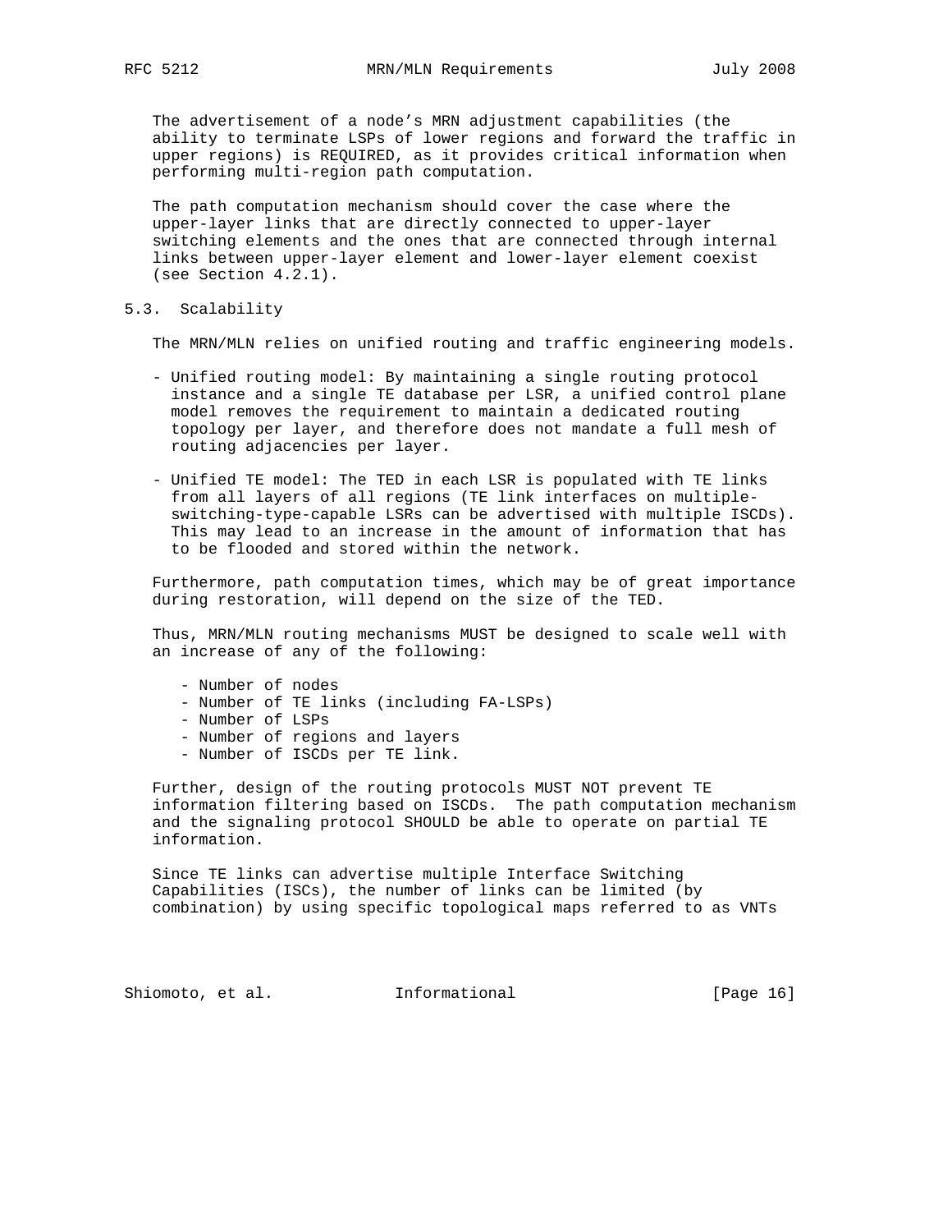The advertisement of a node’s MRN adjustment capabilities (the ability to terminate LSPs of lower regions and forward the traffic in upper regions) is REQUIRED, as it provides critical information when performing multi-region path computation.

The path computation mechanism should cover the case where the upper-layer links that are directly connected to upper-layer switching elements and the ones that are connected through internal links between upper-layer element and lower-layer element coexist (see Section 4.2.1).

## 5.3. Scalability

The MRN/MLN relies on unified routing and traffic engineering models.

- Unified routing model: By maintaining a single routing protocol instance and a single TE database per LSR, a unified control plane model removes the requirement to maintain a dedicated routing topology per layer, and therefore does not mandate a full mesh of routing adjacencies per layer.

- Unified TE model: The TED in each LSR is populated with TE links from all layers of all regions (TE link interfaces on multiple-switching-type-capable LSRs can be advertised with multiple ISCDs). This may lead to an increase in the amount of information that has to be flooded and stored within the network.

Furthermore, path computation times, which may be of great importance during restoration, will depend on the size of the TED.

Thus, MRN/MLN routing mechanisms MUST be designed to scale well with an increase of any of the following:

- Number of nodes
- Number of TE links (including FA-LSPs)
- Number of LSPs
- Number of regions and layers
- Number of ISCDs per TE link.

Further, design of the routing protocols MUST NOT prevent TE information filtering based on ISCDs. The path computation mechanism and the signaling protocol SHOULD be able to operate on partial TE information.

Since TE links can advertise multiple Interface Switching Capabilities (ISCs), the number of links can be limited (by combination) by using specific topological maps referred to as VNTs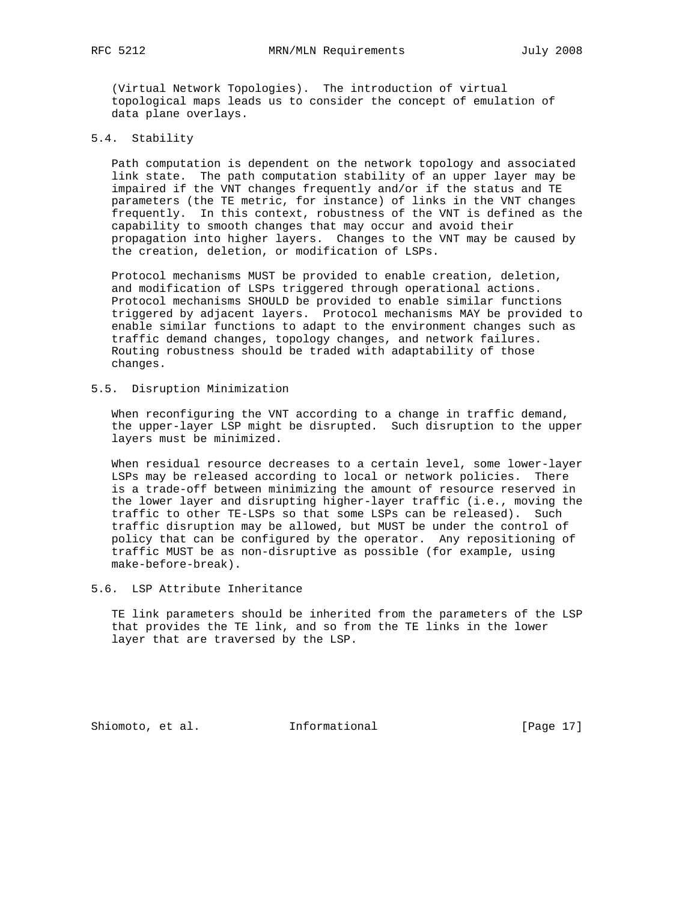(Virtual Network Topologies). The introduction of virtual topological maps leads us to consider the concept of emulation of data plane overlays.

### 5.4. Stability

Path computation is dependent on the network topology and associated link state. The path computation stability of an upper layer may be impaired if the VNT changes frequently and/or if the status and TE parameters (the TE metric, for instance) of links in the VNT changes frequently. In this context, robustness of the VNT is defined as the capability to smooth changes that may occur and avoid their propagation into higher layers. Changes to the VNT may be caused by the creation, deletion, or modification of LSPs.

Protocol mechanisms MUST be provided to enable creation, deletion, and modification of LSPs triggered through operational actions. Protocol mechanisms SHOULD be provided to enable similar functions triggered by adjacent layers. Protocol mechanisms MAY be provided to enable similar functions to adapt to the environment changes such as traffic demand changes, topology changes, and network failures. Routing robustness should be traded with adaptability of those changes.

### 5.5. Disruption Minimization

When reconfiguring the VNT according to a change in traffic demand, the upper-layer LSP might be disrupted. Such disruption to the upper layers must be minimized.

When residual resource decreases to a certain level, some lower-layer LSPs may be released according to local or network policies. There is a trade-off between minimizing the amount of resource reserved in the lower layer and disrupting higher-layer traffic (i.e., moving the traffic to other TE-LSPs so that some LSPs can be released). Such traffic disruption may be allowed, but MUST be under the control of policy that can be configured by the operator. Any repositioning of traffic MUST be as non-disruptive as possible (for example, using make-before-break).

### 5.6. LSP Attribute Inheritance

TE link parameters should be inherited from the parameters of the LSP that provides the TE link, and so from the TE links in the lower layer that are traversed by the LSP.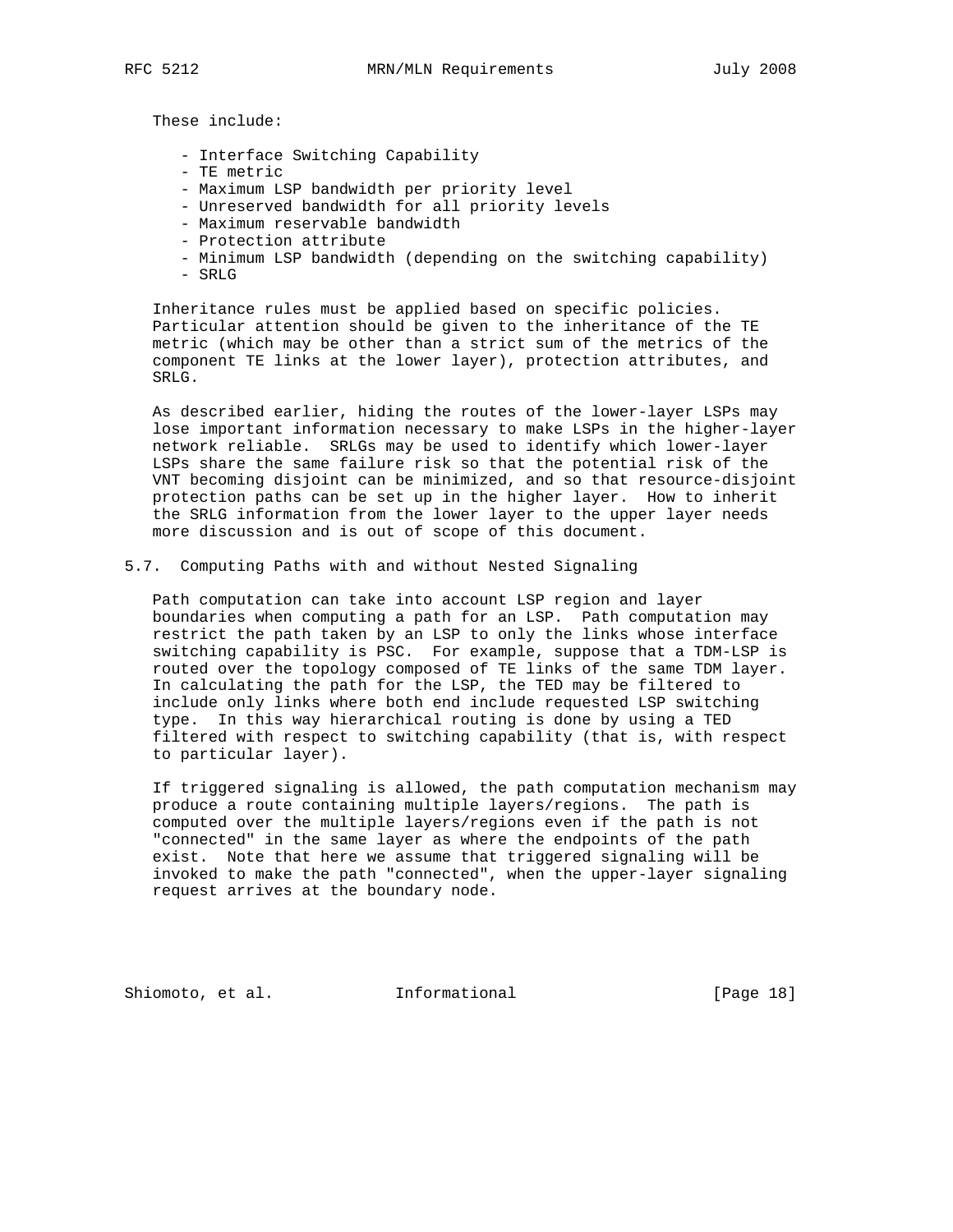These include:

- Interface Switching Capability
- TE metric
- Maximum LSP bandwidth per priority level
- Unreserved bandwidth for all priority levels
- Maximum reservable bandwidth
- Protection attribute
- Minimum LSP bandwidth (depending on the switching capability)
- SRLG

Inheritance rules must be applied based on specific policies. Particular attention should be given to the inheritance of the TE metric (which may be other than a strict sum of the metrics of the component TE links at the lower layer), protection attributes, and SRLG.

As described earlier, hiding the routes of the lower-layer LSPs may lose important information necessary to make LSPs in the higher-layer network reliable. SRLGs may be used to identify which lower-layer LSPs share the same failure risk so that the potential risk of the VNT becoming disjoint can be minimized, and so that resource-disjoint protection paths can be set up in the higher layer. How to inherit the SRLG information from the lower layer to the upper layer needs more discussion and is out of scope of this document.

## 5.7. Computing Paths with and without Nested Signaling

Path computation can take into account LSP region and layer boundaries when computing a path for an LSP. Path computation may restrict the path taken by an LSP to only the links whose interface switching capability is PSC. For example, suppose that a TDM-LSP is routed over the topology composed of TE links of the same TDM layer. In calculating the path for the LSP, the TED may be filtered to include only links where both end include requested LSP switching type. In this way hierarchical routing is done by using a TED filtered with respect to switching capability (that is, with respect to particular layer).

If triggered signaling is allowed, the path computation mechanism may produce a route containing multiple layers/regions. The path is computed over the multiple layers/regions even if the path is not "connected" in the same layer as where the endpoints of the path exist. Note that here we assume that triggered signaling will be invoked to make the path "connected", when the upper-layer signaling request arrives at the boundary node.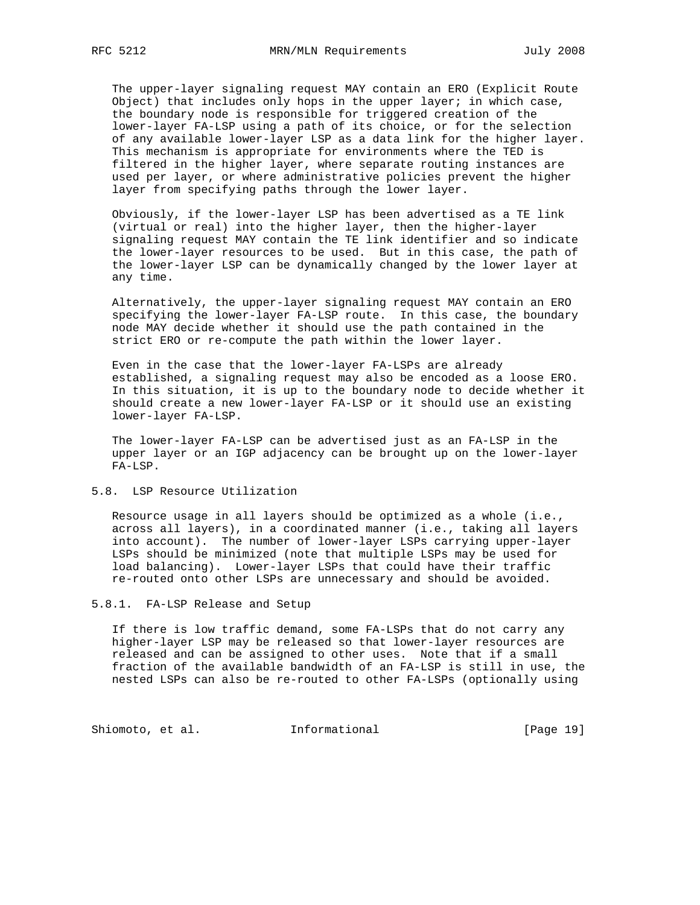The upper-layer signaling request MAY contain an ERO (Explicit Route Object) that includes only hops in the upper layer; in which case, the boundary node is responsible for triggered creation of the lower-layer FA-LSP using a path of its choice, or for the selection of any available lower-layer LSP as a data link for the higher layer. This mechanism is appropriate for environments where the TED is filtered in the higher layer, where separate routing instances are used per layer, or where administrative policies prevent the higher layer from specifying paths through the lower layer.

Obviously, if the lower-layer LSP has been advertised as a TE link (virtual or real) into the higher layer, then the higher-layer signaling request MAY contain the TE link identifier and so indicate the lower-layer resources to be used. But in this case, the path of the lower-layer LSP can be dynamically changed by the lower layer at any time.

Alternatively, the upper-layer signaling request MAY contain an ERO specifying the lower-layer FA-LSP route. In this case, the boundary node MAY decide whether it should use the path contained in the strict ERO or re-compute the path within the lower layer.

Even in the case that the lower-layer FA-LSPs are already established, a signaling request may also be encoded as a loose ERO. In this situation, it is up to the boundary node to decide whether it should create a new lower-layer FA-LSP or it should use an existing lower-layer FA-LSP.

The lower-layer FA-LSP can be advertised just as an FA-LSP in the upper layer or an IGP adjacency can be brought up on the lower-layer FA-LSP.

## 5.8. LSP Resource Utilization

Resource usage in all layers should be optimized as a whole (i.e., across all layers), in a coordinated manner (i.e., taking all layers into account). The number of lower-layer LSPs carrying upper-layer LSPs should be minimized (note that multiple LSPs may be used for load balancing). Lower-layer LSPs that could have their traffic re-routed onto other LSPs are unnecessary and should be avoided.

### 5.8.1. FA-LSP Release and Setup

If there is low traffic demand, some FA-LSPs that do not carry any higher-layer LSP may be released so that lower-layer resources are released and can be assigned to other uses. Note that if a small fraction of the available bandwidth of an FA-LSP is still in use, the nested LSPs can also be re-routed to other FA-LSPs (optionally using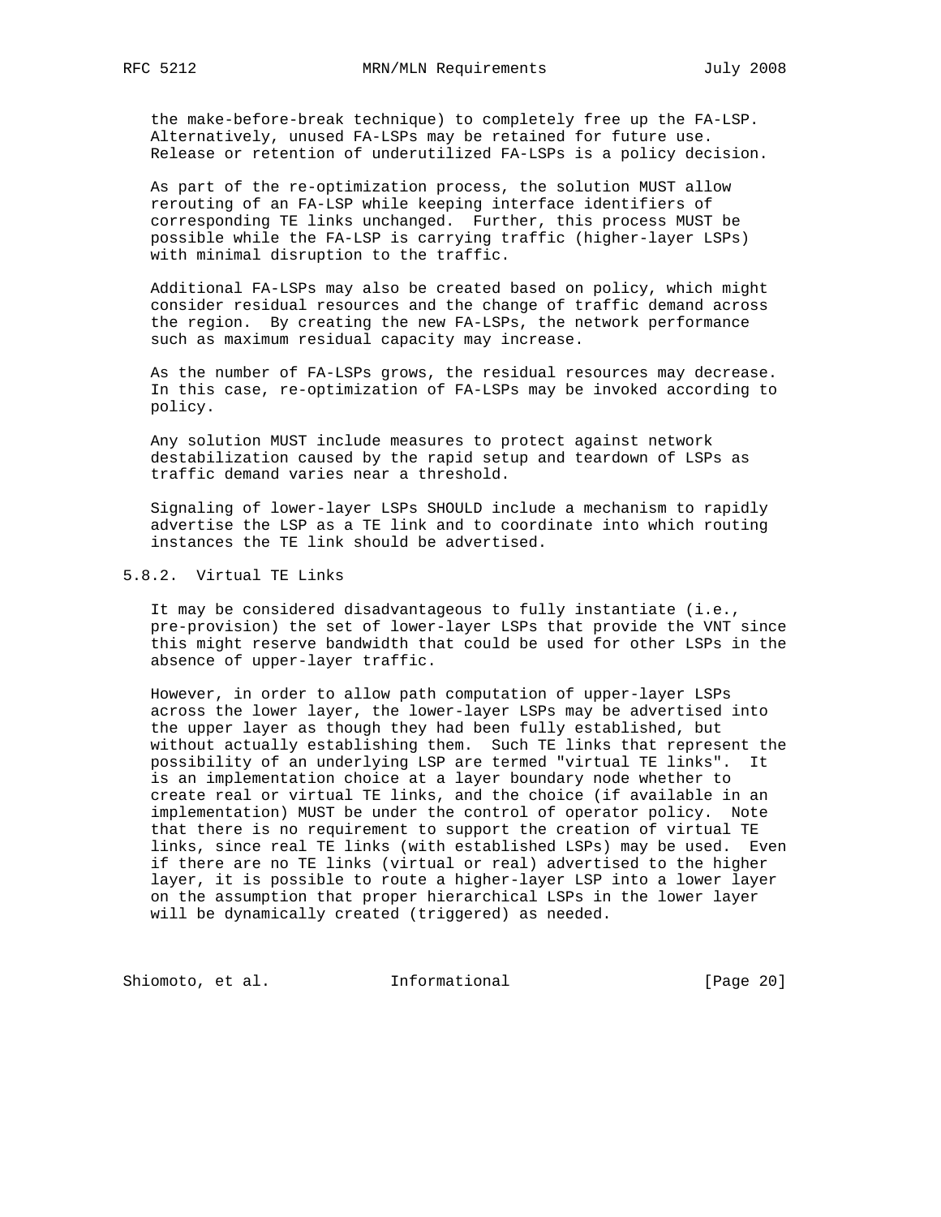the make-before-break technique) to completely free up the FA-LSP. Alternatively, unused FA-LSPs may be retained for future use. Release or retention of underutilized FA-LSPs is a policy decision.

As part of the re-optimization process, the solution MUST allow rerouting of an FA-LSP while keeping interface identifiers of corresponding TE links unchanged. Further, this process MUST be possible while the FA-LSP is carrying traffic (higher-layer LSPs) with minimal disruption to the traffic.

Additional FA-LSPs may also be created based on policy, which might consider residual resources and the change of traffic demand across the region. By creating the new FA-LSPs, the network performance such as maximum residual capacity may increase.

As the number of FA-LSPs grows, the residual resources may decrease. In this case, re-optimization of FA-LSPs may be invoked according to policy.

Any solution MUST include measures to protect against network destabilization caused by the rapid setup and teardown of LSPs as traffic demand varies near a threshold.

Signaling of lower-layer LSPs SHOULD include a mechanism to rapidly advertise the LSP as a TE link and to coordinate into which routing instances the TE link should be advertised.

### 5.8.2. Virtual TE Links

It may be considered disadvantageous to fully instantiate (i.e., pre-provision) the set of lower-layer LSPs that provide the VNT since this might reserve bandwidth that could be used for other LSPs in the absence of upper-layer traffic.

However, in order to allow path computation of upper-layer LSPs across the lower layer, the lower-layer LSPs may be advertised into the upper layer as though they had been fully established, but without actually establishing them. Such TE links that represent the possibility of an underlying LSP are termed "virtual TE links". It is an implementation choice at a layer boundary node whether to create real or virtual TE links, and the choice (if available in an implementation) MUST be under the control of operator policy. Note that there is no requirement to support the creation of virtual TE links, since real TE links (with established LSPs) may be used. Even if there are no TE links (virtual or real) advertised to the higher layer, it is possible to route a higher-layer LSP into a lower layer on the assumption that proper hierarchical LSPs in the lower layer will be dynamically created (triggered) as needed.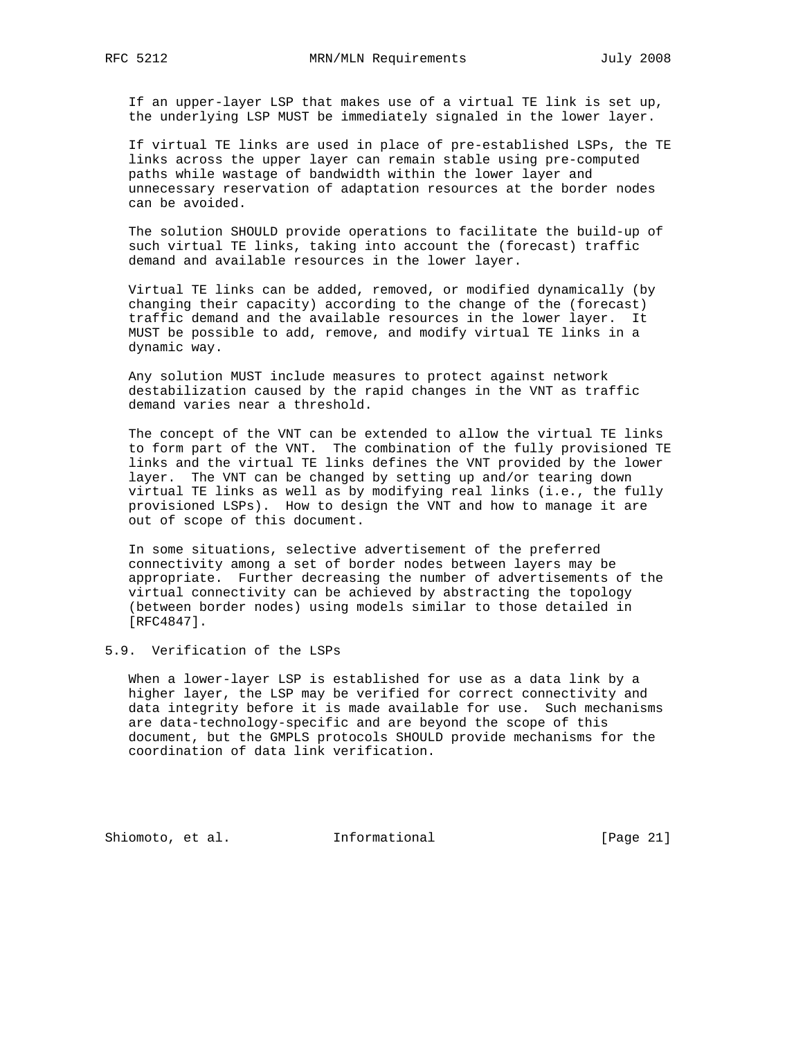If an upper-layer LSP that makes use of a virtual TE link is set up, the underlying LSP MUST be immediately signaled in the lower layer.

If virtual TE links are used in place of pre-established LSPs, the TE links across the upper layer can remain stable using pre-computed paths while wastage of bandwidth within the lower layer and unnecessary reservation of adaptation resources at the border nodes can be avoided.

The solution SHOULD provide operations to facilitate the build-up of such virtual TE links, taking into account the (forecast) traffic demand and available resources in the lower layer.

Virtual TE links can be added, removed, or modified dynamically (by changing their capacity) according to the change of the (forecast) traffic demand and the available resources in the lower layer. It MUST be possible to add, remove, and modify virtual TE links in a dynamic way.

Any solution MUST include measures to protect against network destabilization caused by the rapid changes in the VNT as traffic demand varies near a threshold.

The concept of the VNT can be extended to allow the virtual TE links to form part of the VNT. The combination of the fully provisioned TE links and the virtual TE links defines the VNT provided by the lower layer. The VNT can be changed by setting up and/or tearing down virtual TE links as well as by modifying real links (i.e., the fully provisioned LSPs). How to design the VNT and how to manage it are out of scope of this document.

In some situations, selective advertisement of the preferred connectivity among a set of border nodes between layers may be appropriate. Further decreasing the number of advertisements of the virtual connectivity can be achieved by abstracting the topology (between border nodes) using models similar to those detailed in [RFC4847].

## 5.9. Verification of the LSPs

When a lower-layer LSP is established for use as a data link by a higher layer, the LSP may be verified for correct connectivity and data integrity before it is made available for use. Such mechanisms are data-technology-specific and are beyond the scope of this document, but the GMPLS protocols SHOULD provide mechanisms for the coordination of data link verification.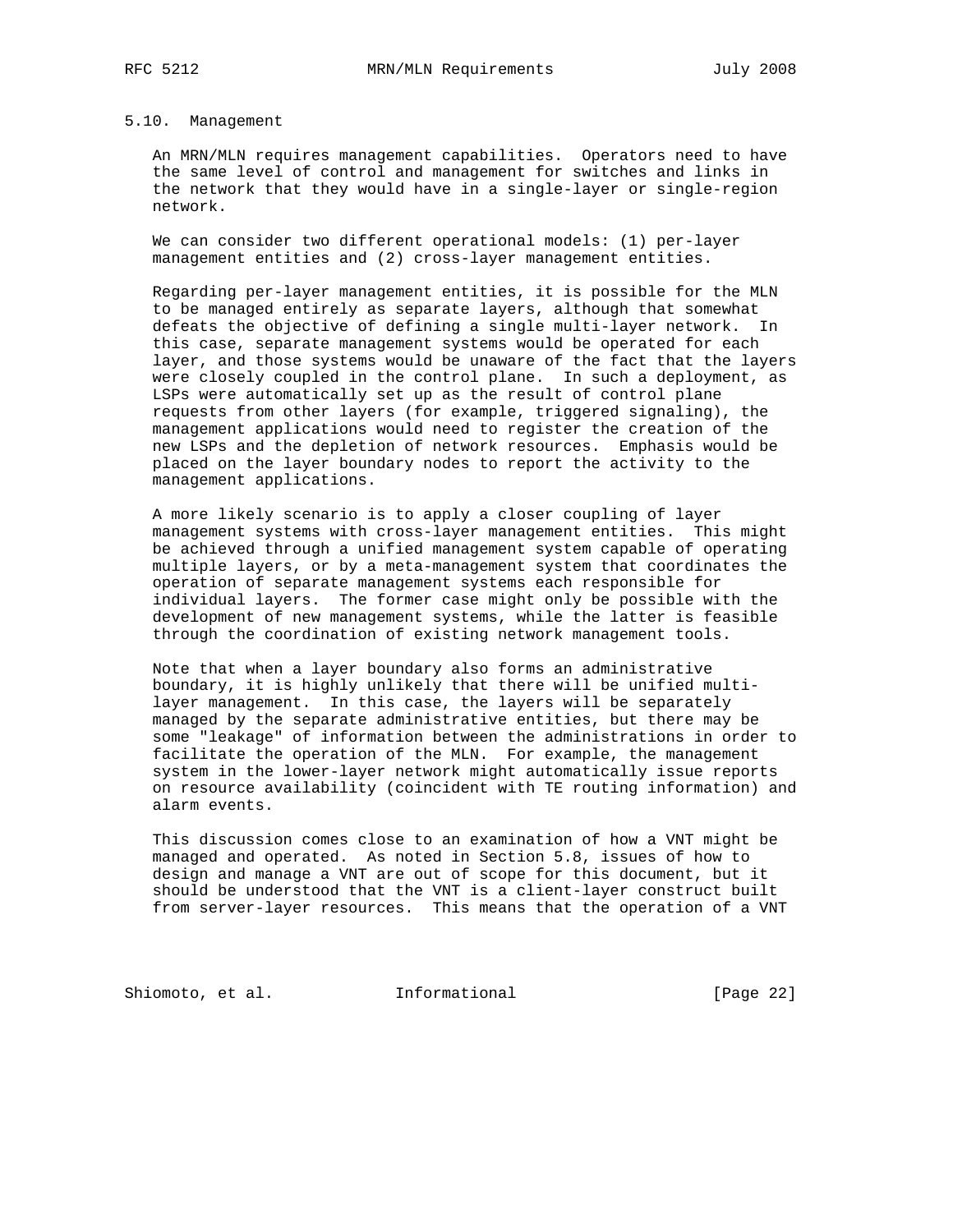### 5.10. Management

An MRN/MLN requires management capabilities. Operators need to have the same level of control and management for switches and links in the network that they would have in a single-layer or single-region network.

We can consider two different operational models: (1) per-layer management entities and (2) cross-layer management entities.

Regarding per-layer management entities, it is possible for the MLN to be managed entirely as separate layers, although that somewhat defeats the objective of defining a single multi-layer network. In this case, separate management systems would be operated for each layer, and those systems would be unaware of the fact that the layers were closely coupled in the control plane. In such a deployment, as LSPs were automatically set up as the result of control plane requests from other layers (for example, triggered signaling), the management applications would need to register the creation of the new LSPs and the depletion of network resources. Emphasis would be placed on the layer boundary nodes to report the activity to the management applications.

A more likely scenario is to apply a closer coupling of layer management systems with cross-layer management entities. This might be achieved through a unified management system capable of operating multiple layers, or by a meta-management system that coordinates the operation of separate management systems each responsible for individual layers. The former case might only be possible with the development of new management systems, while the latter is feasible through the coordination of existing network management tools.

Note that when a layer boundary also forms an administrative boundary, it is highly unlikely that there will be unified multi-layer management. In this case, the layers will be separately managed by the separate administrative entities, but there may be some "leakage" of information between the administrations in order to facilitate the operation of the MLN. For example, the management system in the lower-layer network might automatically issue reports on resource availability (coincident with TE routing information) and alarm events.

This discussion comes close to an examination of how a VNT might be managed and operated. As noted in Section 5.8, issues of how to design and manage a VNT are out of scope for this document, but it should be understood that the VNT is a client-layer construct built from server-layer resources. This means that the operation of a VNT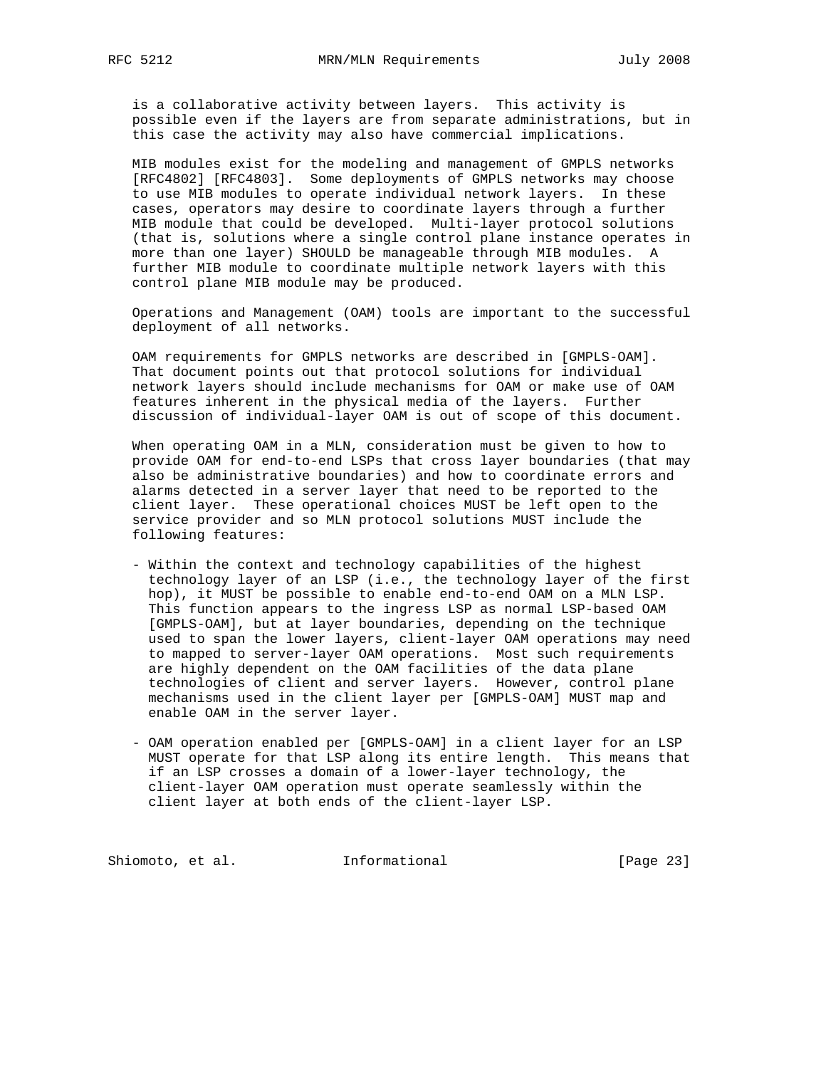is a collaborative activity between layers. This activity is possible even if the layers are from separate administrations, but in this case the activity may also have commercial implications.

MIB modules exist for the modeling and management of GMPLS networks [RFC4802] [RFC4803]. Some deployments of GMPLS networks may choose to use MIB modules to operate individual network layers. In these cases, operators may desire to coordinate layers through a further MIB module that could be developed. Multi-layer protocol solutions (that is, solutions where a single control plane instance operates in more than one layer) SHOULD be manageable through MIB modules. A further MIB module to coordinate multiple network layers with this control plane MIB module may be produced.

Operations and Management (OAM) tools are important to the successful deployment of all networks.

OAM requirements for GMPLS networks are described in [GMPLS-OAM]. That document points out that protocol solutions for individual network layers should include mechanisms for OAM or make use of OAM features inherent in the physical media of the layers. Further discussion of individual-layer OAM is out of scope of this document.

When operating OAM in a MLN, consideration must be given to how to provide OAM for end-to-end LSPs that cross layer boundaries (that may also be administrative boundaries) and how to coordinate errors and alarms detected in a server layer that need to be reported to the client layer. These operational choices MUST be left open to the service provider and so MLN protocol solutions MUST include the following features:

- Within the context and technology capabilities of the highest technology layer of an LSP (i.e., the technology layer of the first hop), it MUST be possible to enable end-to-end OAM on a MLN LSP. This function appears to the ingress LSP as normal LSP-based OAM [GMPLS-OAM], but at layer boundaries, depending on the technique used to span the lower layers, client-layer OAM operations may need to mapped to server-layer OAM operations. Most such requirements are highly dependent on the OAM facilities of the data plane technologies of client and server layers. However, control plane mechanisms used in the client layer per [GMPLS-OAM] MUST map and enable OAM in the server layer.

- OAM operation enabled per [GMPLS-OAM] in a client layer for an LSP MUST operate for that LSP along its entire length. This means that if an LSP crosses a domain of a lower-layer technology, the client-layer OAM operation must operate seamlessly within the client layer at both ends of the client-layer LSP.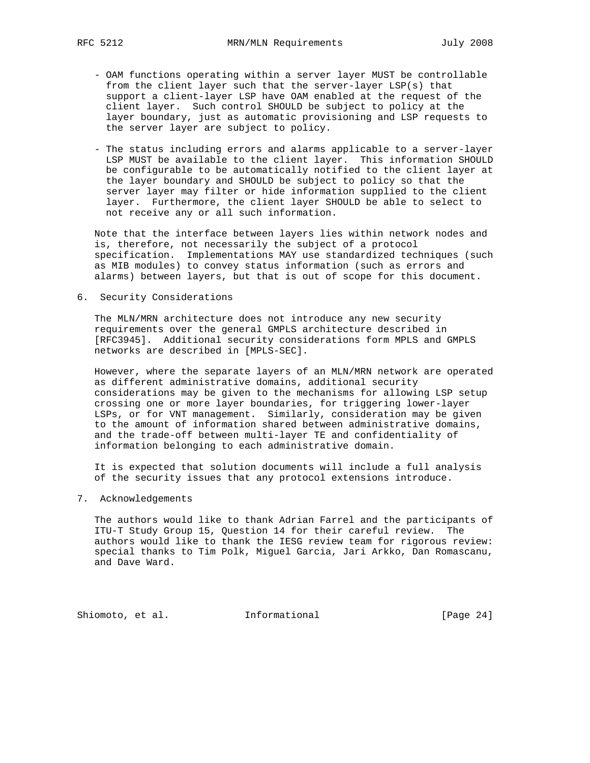- OAM functions operating within a server layer MUST be controllable from the client layer such that the server-layer LSP(s) that support a client-layer LSP have OAM enabled at the request of the client layer. Such control SHOULD be subject to policy at the layer boundary, just as automatic provisioning and LSP requests to the server layer are subject to policy.

- The status including errors and alarms applicable to a server-layer LSP MUST be available to the client layer. This information SHOULD be configurable to be automatically notified to the client layer at the layer boundary and SHOULD be subject to policy so that the server layer may filter or hide information supplied to the client layer. Furthermore, the client layer SHOULD be able to select to not receive any or all such information.

Note that the interface between layers lies within network nodes and is, therefore, not necessarily the subject of a protocol specification. Implementations MAY use standardized techniques (such as MIB modules) to convey status information (such as errors and alarms) between layers, but that is out of scope for this document.

## 6. Security Considerations

The MLN/MRN architecture does not introduce any new security requirements over the general GMPLS architecture described in [RFC3945]. Additional security considerations form MPLS and GMPLS networks are described in [MPLS-SEC].

However, where the separate layers of an MLN/MRN network are operated as different administrative domains, additional security considerations may be given to the mechanisms for allowing LSP setup crossing one or more layer boundaries, for triggering lower-layer LSPs, or for VNT management. Similarly, consideration may be given to the amount of information shared between administrative domains, and the trade-off between multi-layer TE and confidentiality of information belonging to each administrative domain.

It is expected that solution documents will include a full analysis of the security issues that any protocol extensions introduce.

## 7. Acknowledgements

The authors would like to thank Adrian Farrel and the participants of ITU-T Study Group 15, Question 14 for their careful review. The authors would like to thank the IESG review team for rigorous review: special thanks to Tim Polk, Miguel Garcia, Jari Arkko, Dan Romascanu, and Dave Ward.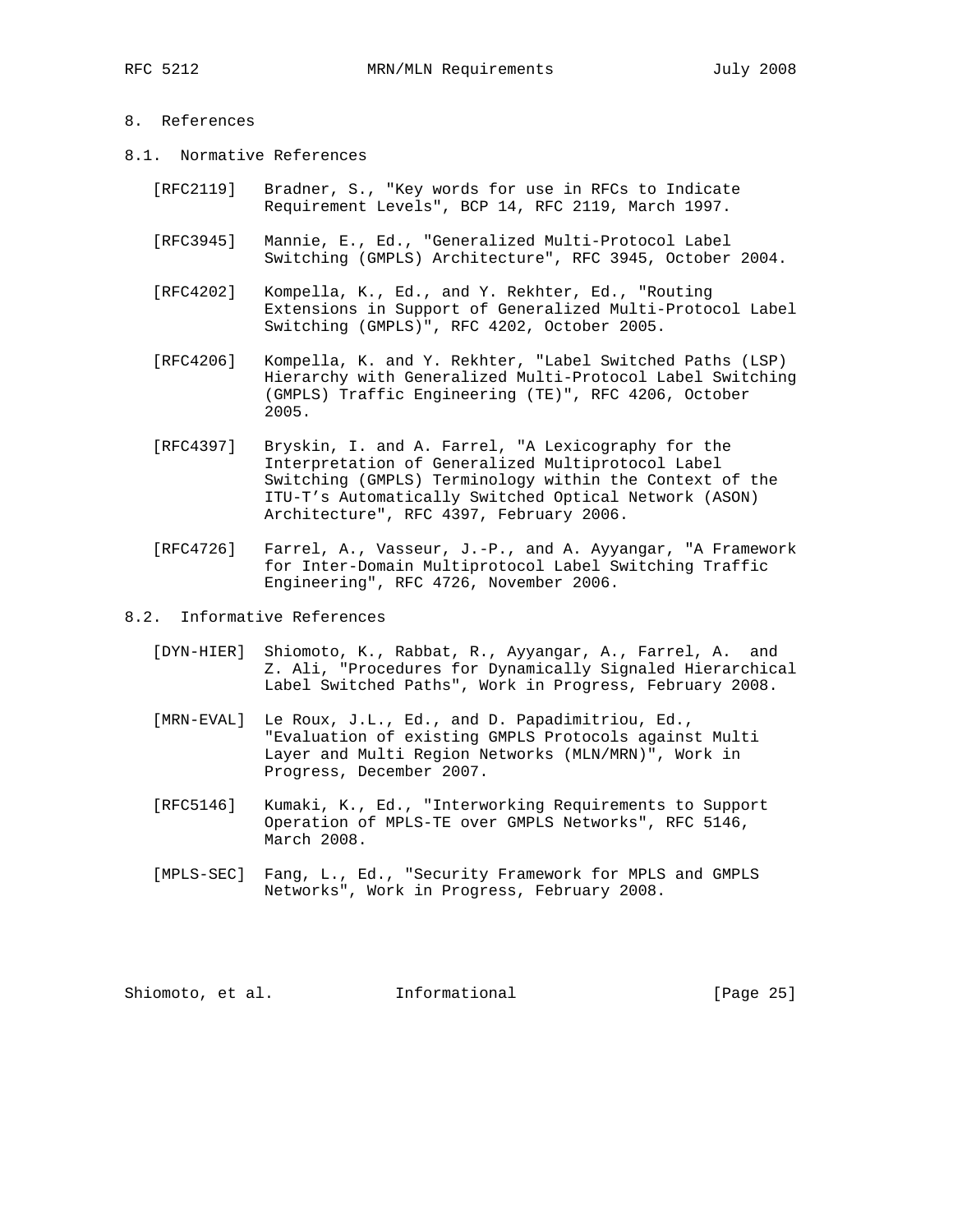## 8. References

### 8.1. Normative References

[RFC2119] Bradner, S., "Key words for use in RFCs to Indicate Requirement Levels", BCP 14, RFC 2119, March 1997.

[RFC3945] Mannie, E., Ed., "Generalized Multi-Protocol Label Switching (GMPLS) Architecture", RFC 3945, October 2004.

[RFC4202] Kompella, K., Ed., and Y. Rekhter, Ed., "Routing Extensions in Support of Generalized Multi-Protocol Label Switching (GMPLS)", RFC 4202, October 2005.

[RFC4206] Kompella, K. and Y. Rekhter, "Label Switched Paths (LSP) Hierarchy with Generalized Multi-Protocol Label Switching (GMPLS) Traffic Engineering (TE)", RFC 4206, October 2005.

[RFC4397] Bryskin, I. and A. Farrel, "A Lexicography for the Interpretation of Generalized Multiprotocol Label Switching (GMPLS) Terminology within the Context of the ITU-T's Automatically Switched Optical Network (ASON) Architecture", RFC 4397, February 2006.

[RFC4726] Farrel, A., Vasseur, J.-P., and A. Ayyangar, "A Framework for Inter-Domain Multiprotocol Label Switching Traffic Engineering", RFC 4726, November 2006.

### 8.2. Informative References

[DYN-HIER] Shiomoto, K., Rabbat, R., Ayyangar, A., Farrel, A. and Z. Ali, "Procedures for Dynamically Signaled Hierarchical Label Switched Paths", Work in Progress, February 2008.

[MRN-EVAL] Le Roux, J.L., Ed., and D. Papadimitriou, Ed., "Evaluation of existing GMPLS Protocols against Multi Layer and Multi Region Networks (MLN/MRN)", Work in Progress, December 2007.

[RFC5146] Kumaki, K., Ed., "Interworking Requirements to Support Operation of MPLS-TE over GMPLS Networks", RFC 5146, March 2008.

[MPLS-SEC] Fang, L., Ed., "Security Framework for MPLS and GMPLS Networks", Work in Progress, February 2008.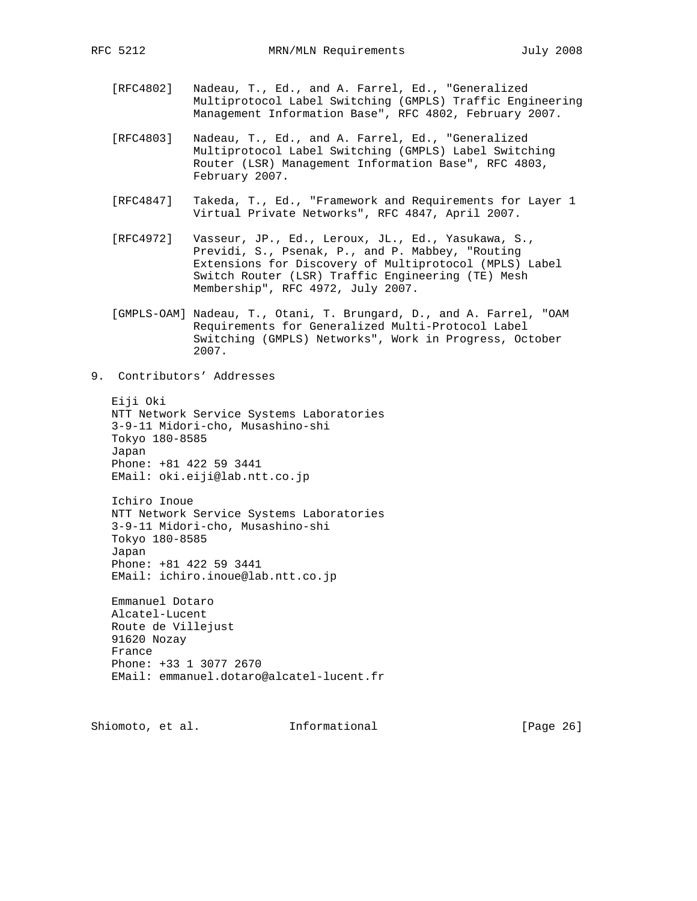[RFC4802] Nadeau, T., Ed., and A. Farrel, Ed., "Generalized Multiprotocol Label Switching (GMPLS) Traffic Engineering Management Information Base", RFC 4802, February 2007.

[RFC4803] Nadeau, T., Ed., and A. Farrel, Ed., "Generalized Multiprotocol Label Switching (GMPLS) Label Switching Router (LSR) Management Information Base", RFC 4803, February 2007.

[RFC4847] Takeda, T., Ed., "Framework and Requirements for Layer 1 Virtual Private Networks", RFC 4847, April 2007.

[RFC4972] Vasseur, JP., Ed., Leroux, JL., Ed., Yasukawa, S., Previdi, S., Psenak, P., and P. Mabbey, "Routing Extensions for Discovery of Multiprotocol (MPLS) Label Switch Router (LSR) Traffic Engineering (TE) Mesh Membership", RFC 4972, July 2007.

[GMPLS-OAM] Nadeau, T., Otani, T. Brungard, D., and A. Farrel, "OAM Requirements for Generalized Multi-Protocol Label Switching (GMPLS) Networks", Work in Progress, October 2007.

## 9. Contributors' Addresses

Eiji Oki
NTT Network Service Systems Laboratories
3-9-11 Midori-cho, Musashino-shi
Tokyo 180-8585
Japan
Phone: +81 422 59 3441
EMail: oki.eiji@lab.ntt.co.jp

Ichiro Inoue
NTT Network Service Systems Laboratories
3-9-11 Midori-cho, Musashino-shi
Tokyo 180-8585
Japan
Phone: +81 422 59 3441
EMail: ichiro.inoue@lab.ntt.co.jp

Emmanuel Dotaro
Alcatel-Lucent
Route de Villejust
91620 Nozay
France
Phone: +33 1 3077 2670
EMail: emmanuel.dotaro@alcatel-lucent.fr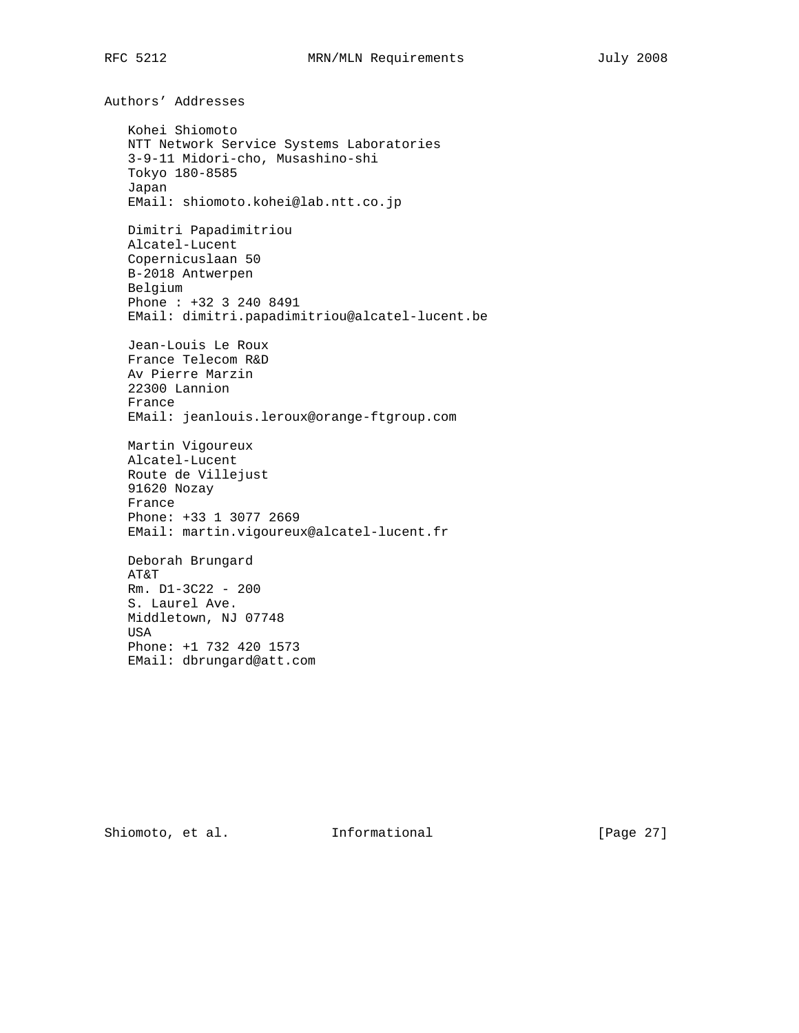## Authors' Addresses

Kohei Shiomoto
NTT Network Service Systems Laboratories
3-9-11 Midori-cho, Musashino-shi
Tokyo 180-8585
Japan
EMail: shiomoto.kohei@lab.ntt.co.jp

Dimitri Papadimitriou
Alcatel-Lucent
Copernicuslaan 50
B-2018 Antwerpen
Belgium
Phone : +32 3 240 8491
EMail: dimitri.papadimitriou@alcatel-lucent.be

Jean-Louis Le Roux
France Telecom R&D
Av Pierre Marzin
22300 Lannion
France
EMail: jeanlouis.leroux@orange-ftgroup.com

Martin Vigoureux
Alcatel-Lucent
Route de Villejust
91620 Nozay
France
Phone: +33 1 3077 2669
EMail: martin.vigoureux@alcatel-lucent.fr

Deborah Brungard
AT&T
Rm. D1-3C22 - 200
S. Laurel Ave.
Middletown, NJ 07748
USA
Phone: +1 732 420 1573
EMail: dbrungard@att.com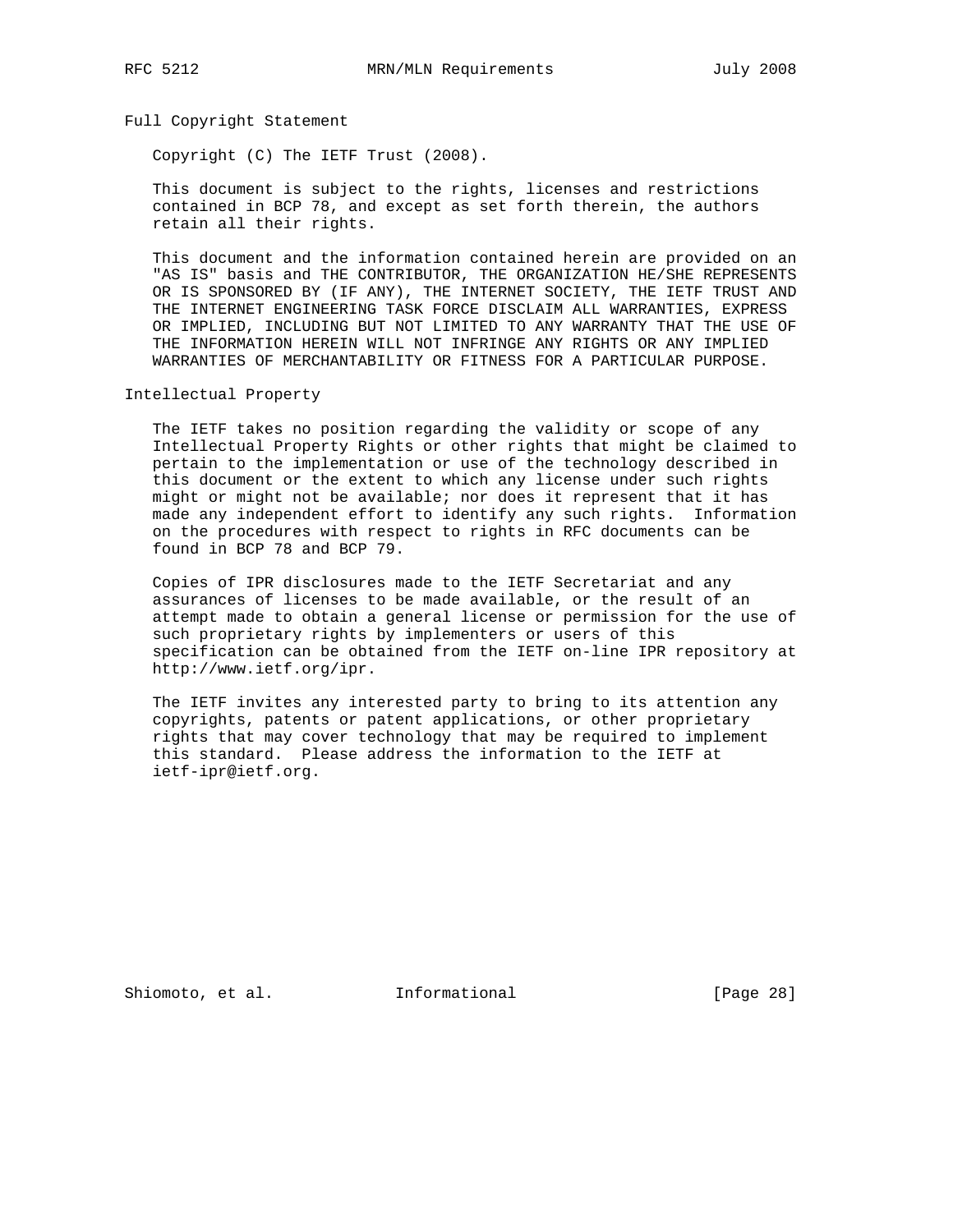## Full Copyright Statement

Copyright (C) The IETF Trust (2008).

This document is subject to the rights, licenses and restrictions contained in BCP 78, and except as set forth therein, the authors retain all their rights.

This document and the information contained herein are provided on an "AS IS" basis and THE CONTRIBUTOR, THE ORGANIZATION HE/SHE REPRESENTS OR IS SPONSORED BY (IF ANY), THE INTERNET SOCIETY, THE IETF TRUST AND THE INTERNET ENGINEERING TASK FORCE DISCLAIM ALL WARRANTIES, EXPRESS OR IMPLIED, INCLUDING BUT NOT LIMITED TO ANY WARRANTY THAT THE USE OF THE INFORMATION HEREIN WILL NOT INFRINGE ANY RIGHTS OR ANY IMPLIED WARRANTIES OF MERCHANTABILITY OR FITNESS FOR A PARTICULAR PURPOSE.

## Intellectual Property

The IETF takes no position regarding the validity or scope of any Intellectual Property Rights or other rights that might be claimed to pertain to the implementation or use of the technology described in this document or the extent to which any license under such rights might or might not be available; nor does it represent that it has made any independent effort to identify any such rights. Information on the procedures with respect to rights in RFC documents can be found in BCP 78 and BCP 79.

Copies of IPR disclosures made to the IETF Secretariat and any assurances of licenses to be made available, or the result of an attempt made to obtain a general license or permission for the use of such proprietary rights by implementers or users of this specification can be obtained from the IETF on-line IPR repository at http://www.ietf.org/ipr.

The IETF invites any interested party to bring to its attention any copyrights, patents or patent applications, or other proprietary rights that may cover technology that may be required to implement this standard. Please address the information to the IETF at ietf-ipr@ietf.org.